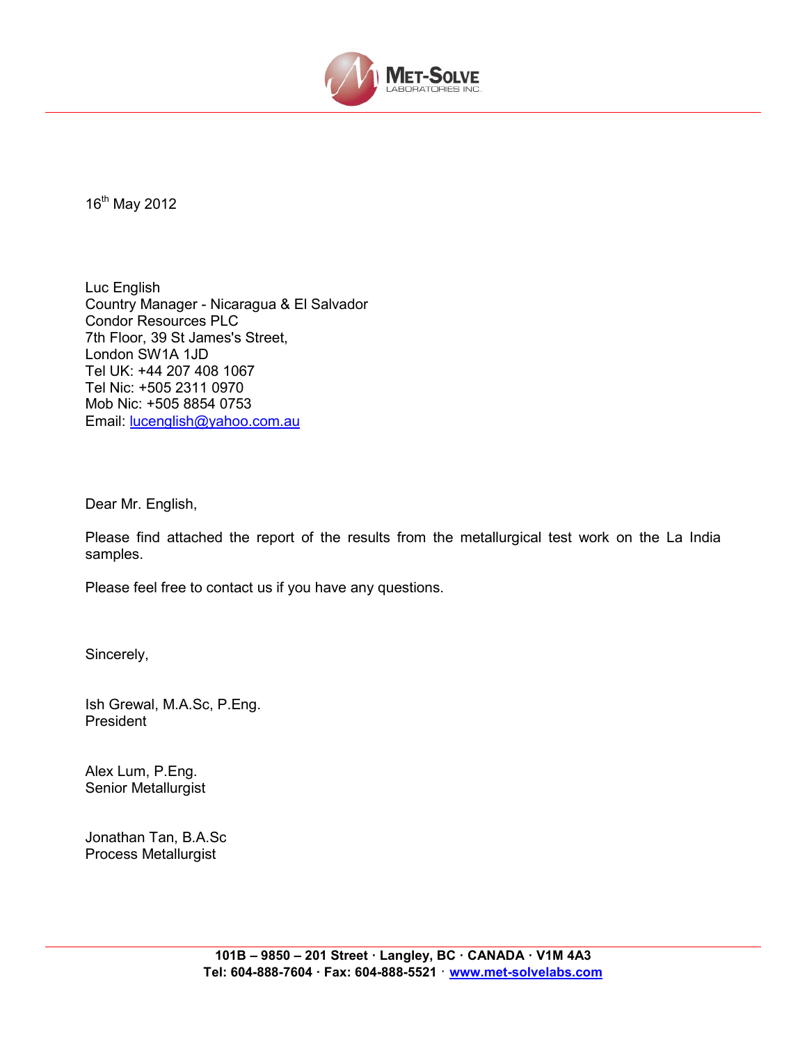**MET-SOLVE**
LABORATORIES INC.

16th May 2012

Luc English
Country Manager - Nicaragua & El Salvador
Condor Resources PLC
7th Floor, 39 St James's Street,
London SW1A 1JD
Tel UK: +44 207 408 1067
Tel Nic: +505 2311 0970
Mob Nic: +505 8854 0753
Email: lucenglish@yahoo.com.au

Dear Mr. English,

Please find attached the report of the results from the metallurgical test work on the La India samples.

Please feel free to contact us if you have any questions.

Sincerely,

Ish Grewal, M.A.Sc, P.Eng.
President

Alex Lum, P.Eng.
Senior Metallurgist

Jonathan Tan, B.A.Sc
Process Metallurgist

**101B – 9850 – 201 Street · Langley, BC · CANADA · V1M 4A3**
**Tel: 604-888-7604 · Fax: 604-888-5521 · www.met-solvelabs.com**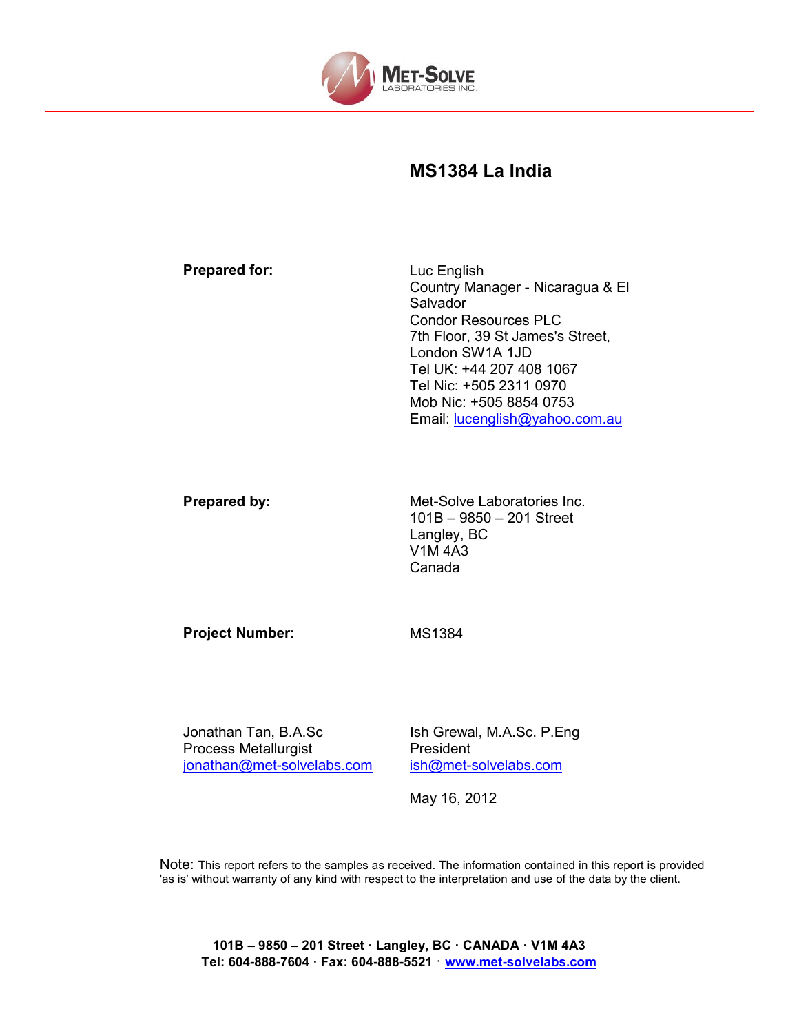# MS1384 La India

| **Prepared for:** | Luc English<br>Country Manager - Nicaragua & El Salvador<br>Condor Resources PLC<br>7th Floor, 39 St James's Street,<br>London SW1A 1JD<br>Tel UK: +44 207 408 1067<br>Tel Nic: +505 2311 0970<br>Mob Nic: +505 8854 0753<br>Email: lucenglish@yahoo.com.au |
|---|---|
| **Prepared by:** | Met-Solve Laboratories Inc.<br>101B – 9850 – 201 Street<br>Langley, BC<br>V1M 4A3<br>Canada |
| **Project Number:** | MS1384 |

| Jonathan Tan, B.A.Sc<br>Process Metallurgist<br>jonathan@met-solvelabs.com | Ish Grewal, M.A.Sc. P.Eng<br>President<br>ish@met-solvelabs.com |
|---|---|
| | May 16, 2012 |

Note: This report refers to the samples as received. The information contained in this report is provided 'as is' without warranty of any kind with respect to the interpretation and use of the data by the client.

**101B – 9850 – 201 Street · Langley, BC · CANADA · V1M 4A3**
**Tel: 604-888-7604 · Fax: 604-888-5521 · www.met-solvelabs.com**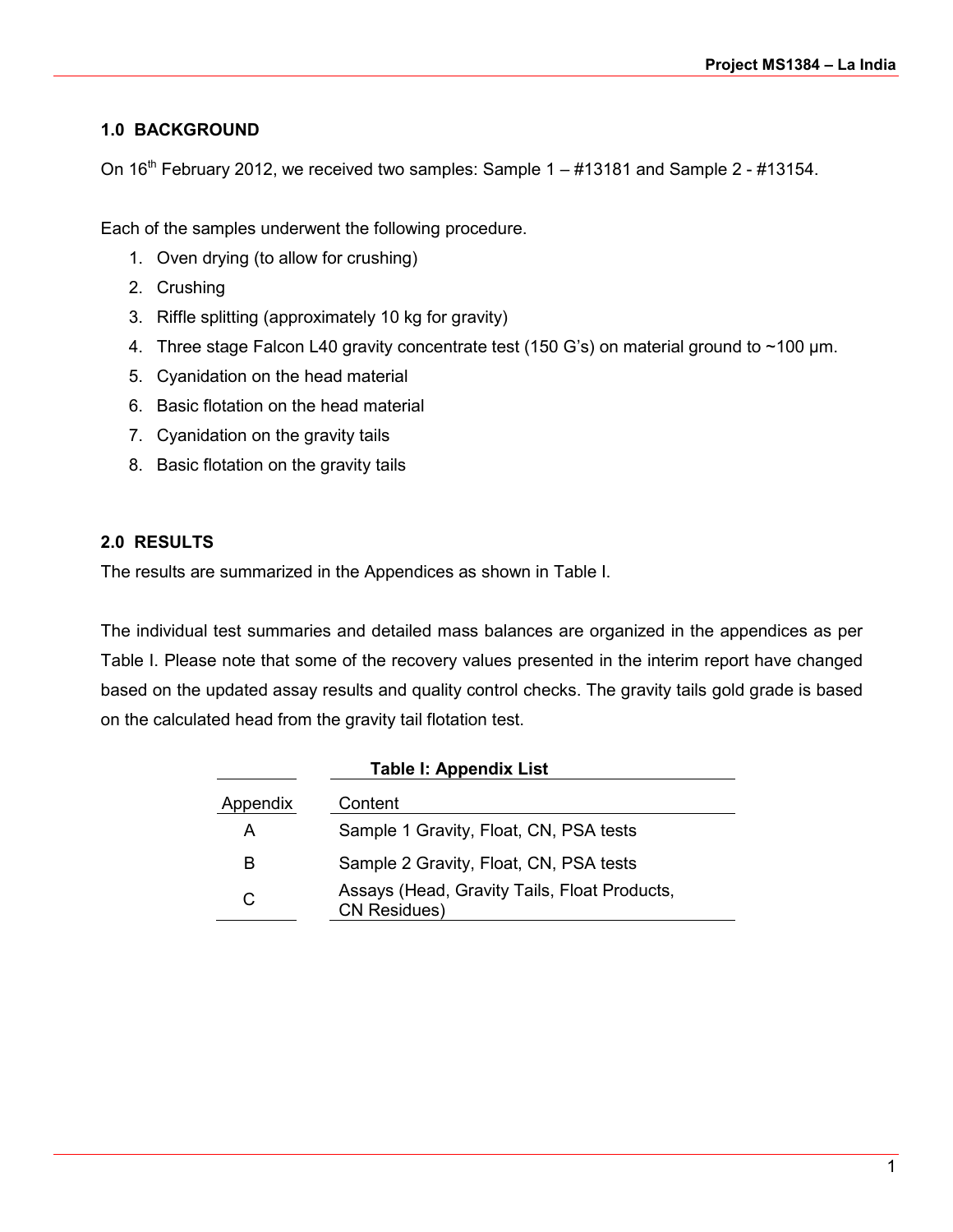## 1.0 BACKGROUND

On 16th February 2012, we received two samples: Sample 1 – #13181 and Sample 2 - #13154.

Each of the samples underwent the following procedure.

1. Oven drying (to allow for crushing)
2. Crushing
3. Riffle splitting (approximately 10 kg for gravity)
4. Three stage Falcon L40 gravity concentrate test (150 G's) on material ground to ~100 µm.
5. Cyanidation on the head material
6. Basic flotation on the head material
7. Cyanidation on the gravity tails
8. Basic flotation on the gravity tails

## 2.0 RESULTS

The results are summarized in the Appendices as shown in Table I.

The individual test summaries and detailed mass balances are organized in the appendices as per Table I. Please note that some of the recovery values presented in the interim report have changed based on the updated assay results and quality control checks. The gravity tails gold grade is based on the calculated head from the gravity tail flotation test.

**Table I: Appendix List**

| Appendix | Content |
|---|---|
| A | Sample 1 Gravity, Float, CN, PSA tests |
| B | Sample 2 Gravity, Float, CN, PSA tests |
| C | Assays (Head, Gravity Tails, Float Products, CN Residues) |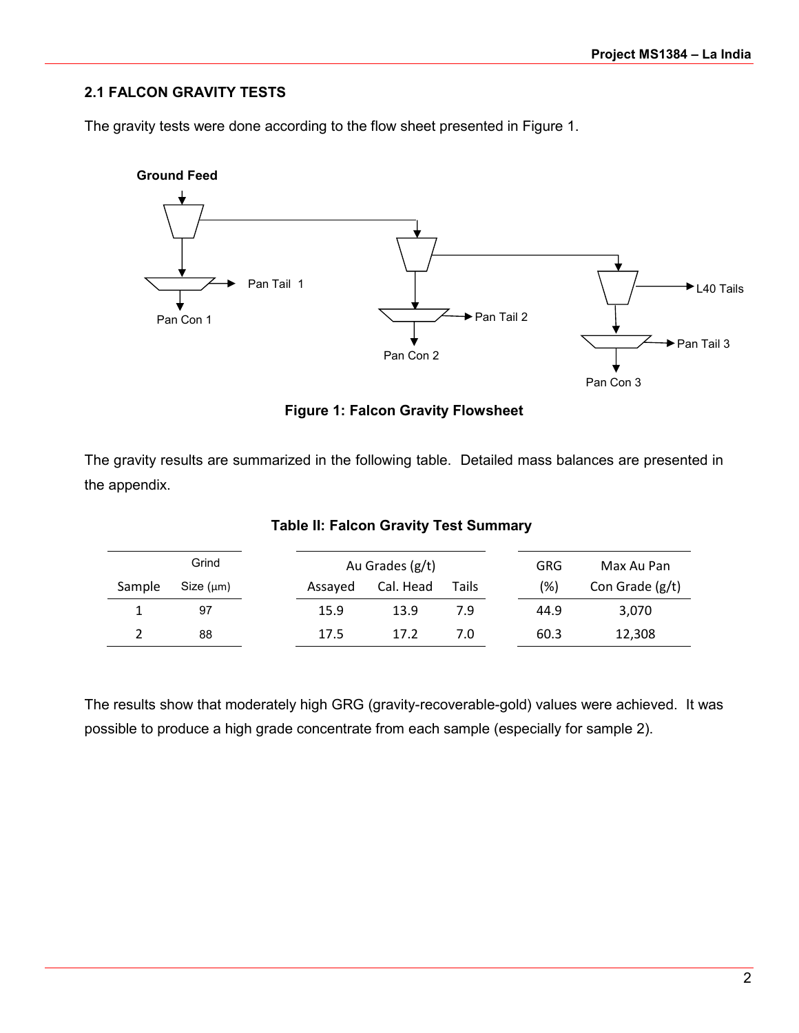### 2.1 FALCON GRAVITY TESTS

The gravity tests were done according to the flow sheet presented in Figure 1.

**Figure 1: Falcon Gravity Flowsheet**

The gravity results are summarized in the following table. Detailed mass balances are presented in the appendix.

**Table II: Falcon Gravity Test Summary**

| Sample | Grind Size (μm) | Au Grades (g/t) Assayed | Cal. Head | Tails | GRG (%) | Max Au Pan Con Grade (g/t) |
|---|---|---|---|---|---|---|
| 1 | 97 | 15.9 | 13.9 | 7.9 | 44.9 | 3,070 |
| 2 | 88 | 17.5 | 17.2 | 7.0 | 60.3 | 12,308 |

The results show that moderately high GRG (gravity-recoverable-gold) values were achieved. It was possible to produce a high grade concentrate from each sample (especially for sample 2).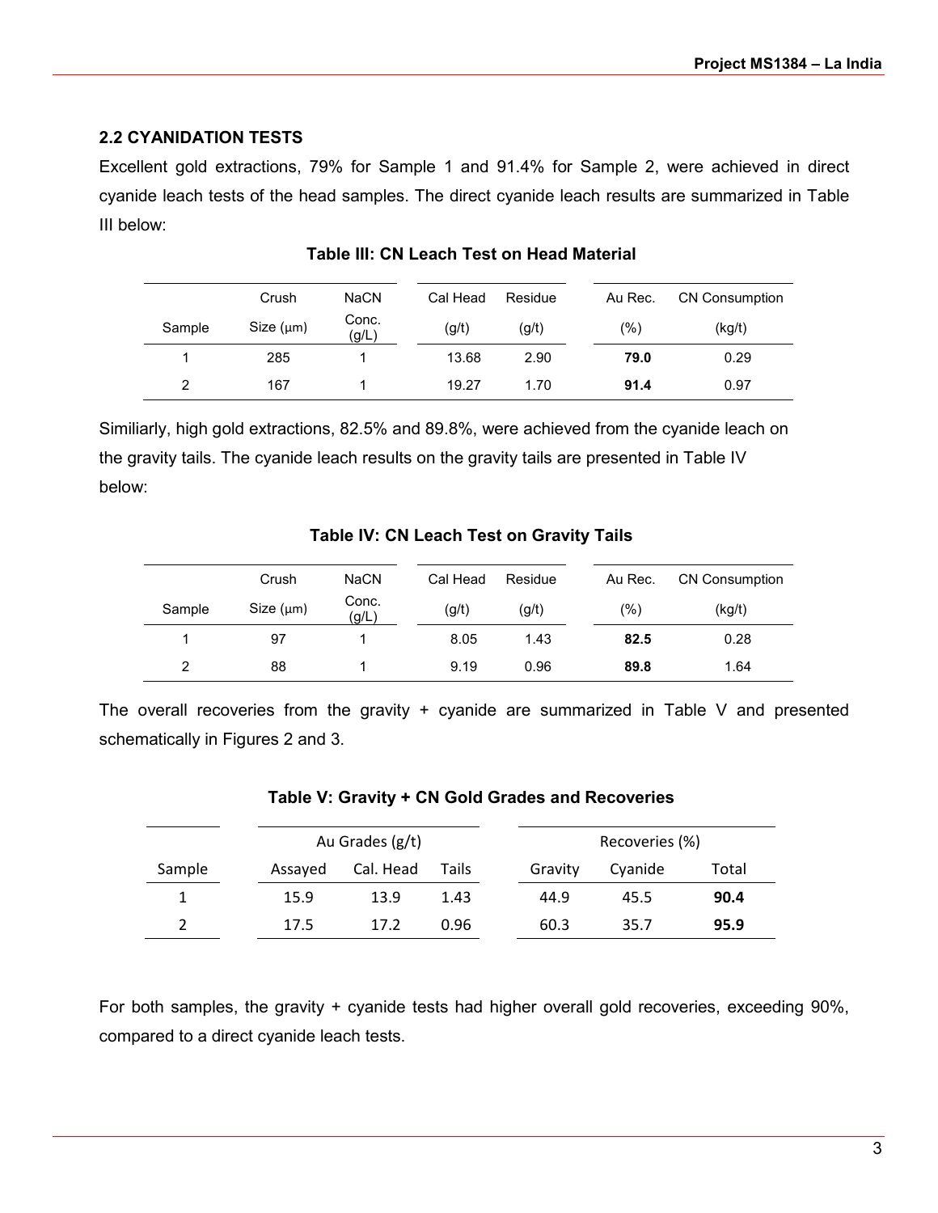## 2.2 CYANIDATION TESTS

Excellent gold extractions, 79% for Sample 1 and 91.4% for Sample 2, were achieved in direct cyanide leach tests of the head samples. The direct cyanide leach results are summarized in Table III below:

**Table III: CN Leach Test on Head Material**

| Sample | Crush Size (μm) | NaCN Conc. (g/L) | Cal Head (g/t) | Residue (g/t) | Au Rec. (%) | CN Consumption (kg/t) |
|---|---|---|---|---|---|---|
| 1 | 285 | 1 | 13.68 | 2.90 | **79.0** | 0.29 |
| 2 | 167 | 1 | 19.27 | 1.70 | **91.4** | 0.97 |

Similiarly, high gold extractions, 82.5% and 89.8%, were achieved from the cyanide leach on the gravity tails. The cyanide leach results on the gravity tails are presented in Table IV below:

**Table IV: CN Leach Test on Gravity Tails**

| Sample | Crush Size (μm) | NaCN Conc. (g/L) | Cal Head (g/t) | Residue (g/t) | Au Rec. (%) | CN Consumption (kg/t) |
|---|---|---|---|---|---|---|
| 1 | 97 | 1 | 8.05 | 1.43 | **82.5** | 0.28 |
| 2 | 88 | 1 | 9.19 | 0.96 | **89.8** | 1.64 |

The overall recoveries from the gravity + cyanide are summarized in Table V and presented schematically in Figures 2 and 3.

**Table V: Gravity + CN Gold Grades and Recoveries**

| | Au Grades (g/t) | | | Recoveries (%) | | |
|---|---|---|---|---|---|---|
| Sample | Assayed | Cal. Head | Tails | Gravity | Cyanide | Total |
| 1 | 15.9 | 13.9 | 1.43 | 44.9 | 45.5 | **90.4** |
| 2 | 17.5 | 17.2 | 0.96 | 60.3 | 35.7 | **95.9** |

For both samples, the gravity + cyanide tests had higher overall gold recoveries, exceeding 90%, compared to a direct cyanide leach tests.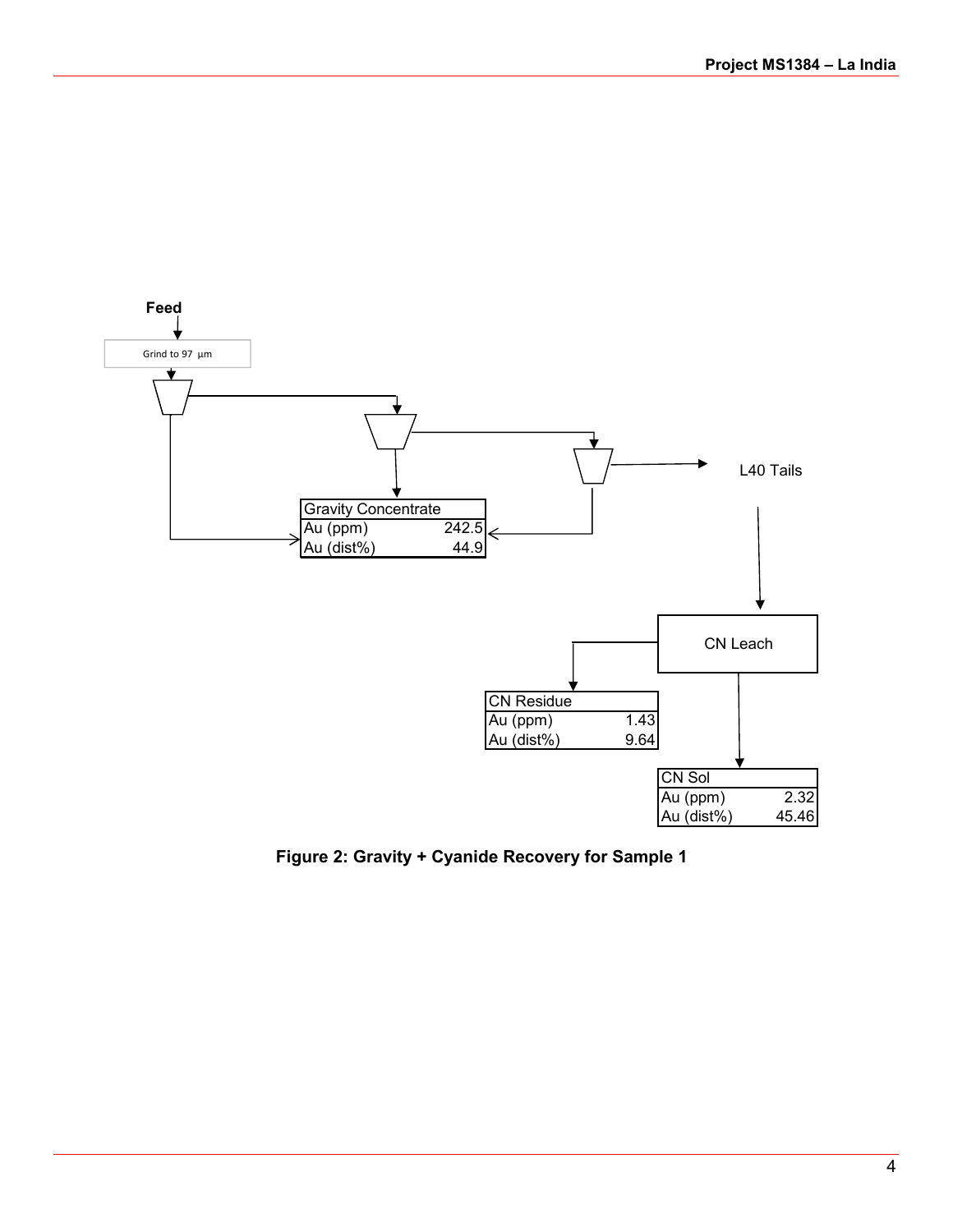Feed

Grind to 97 µm

L40 Tails

| Gravity Concentrate | |
|---|---|
| Au (ppm) | 242.5 |
| Au (dist%) | 44.9 |

CN Leach

| CN Residue | |
|---|---|
| Au (ppm) | 1.43 |
| Au (dist%) | 9.64 |

| CN Sol | |
|---|---|
| Au (ppm) | 2.32 |
| Au (dist%) | 45.46 |

**Figure 2: Gravity + Cyanide Recovery for Sample 1**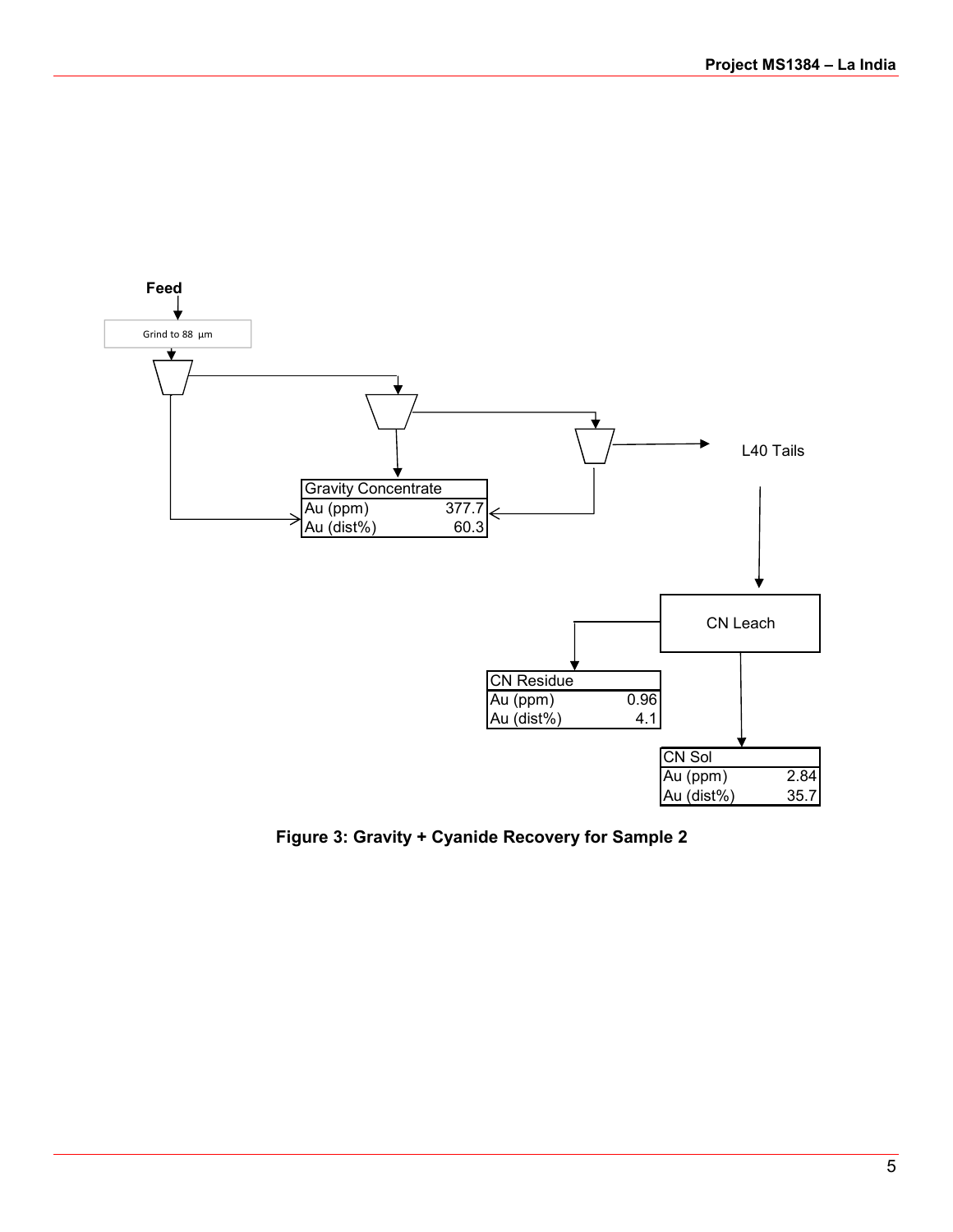Feed

Grind to 88 µm

L40 Tails

| Gravity Concentrate | |
|---|---|
| Au (ppm) | 377.7 |
| Au (dist%) | 60.3 |

CN Leach

| CN Residue | |
|---|---|
| Au (ppm) | 0.96 |
| Au (dist%) | 4.1 |

| CN Sol | |
|---|---|
| Au (ppm) | 2.84 |
| Au (dist%) | 35.7 |

**Figure 3: Gravity + Cyanide Recovery for Sample 2**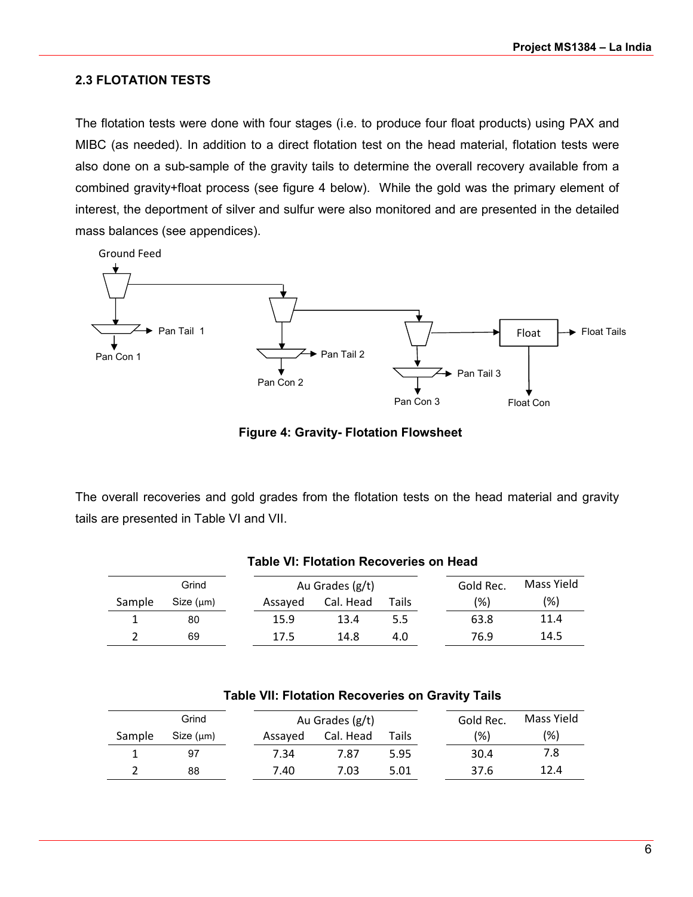### 2.3 FLOTATION TESTS

The flotation tests were done with four stages (i.e. to produce four float products) using PAX and MIBC (as needed). In addition to a direct flotation test on the head material, flotation tests were also done on a sub-sample of the gravity tails to determine the overall recovery available from a combined gravity+float process (see figure 4 below). While the gold was the primary element of interest, the deportment of silver and sulfur were also monitored and are presented in the detailed mass balances (see appendices).

**Figure 4: Gravity- Flotation Flowsheet**

The overall recoveries and gold grades from the flotation tests on the head material and gravity tails are presented in Table VI and VII.

**Table VI: Flotation Recoveries on Head**

| Sample | Grind Size (μm) | Au Grades (g/t) Assayed | Cal. Head | Tails | Gold Rec. (%) | Mass Yield (%) |
|---|---|---|---|---|---|---|
| 1 | 80 | 15.9 | 13.4 | 5.5 | 63.8 | 11.4 |
| 2 | 69 | 17.5 | 14.8 | 4.0 | 76.9 | 14.5 |

**Table VII: Flotation Recoveries on Gravity Tails**

| Sample | Grind Size (μm) | Au Grades (g/t) Assayed | Cal. Head | Tails | Gold Rec. (%) | Mass Yield (%) |
|---|---|---|---|---|---|---|
| 1 | 97 | 7.34 | 7.87 | 5.95 | 30.4 | 7.8 |
| 2 | 88 | 7.40 | 7.03 | 5.01 | 37.6 | 12.4 |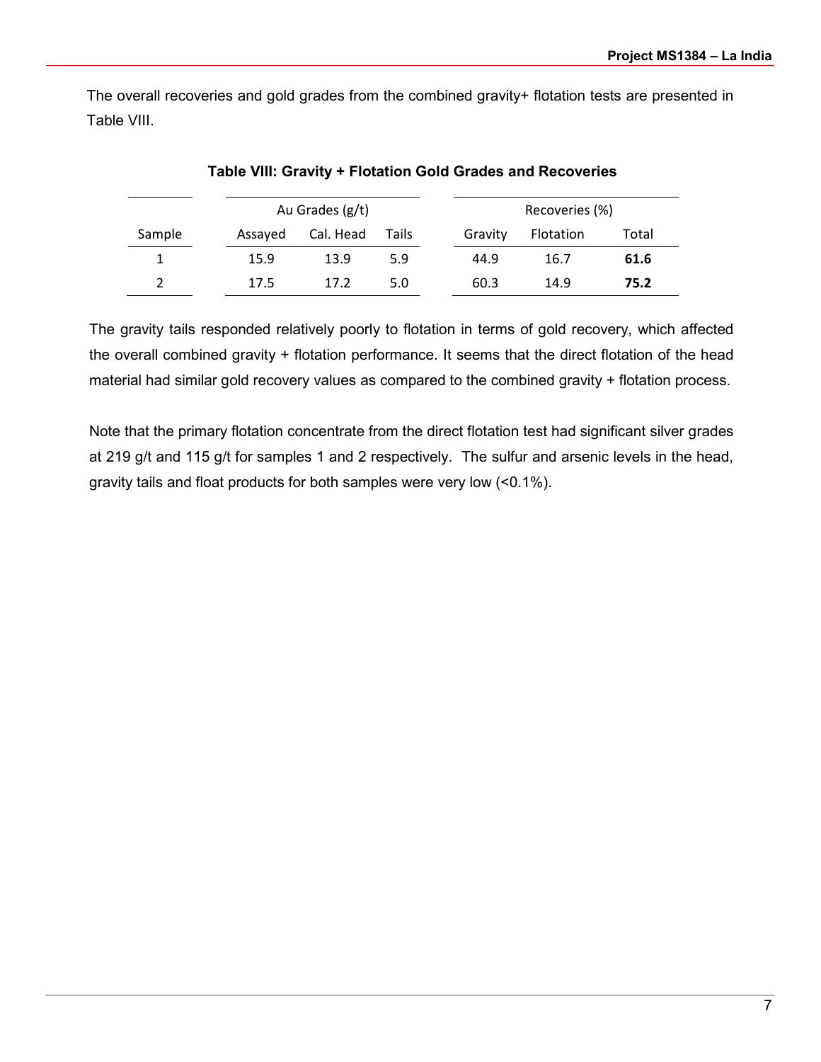The overall recoveries and gold grades from the combined gravity+ flotation tests are presented in Table VIII.

**Table VIII: Gravity + Flotation Gold Grades and Recoveries**

| | Au Grades (g/t) | | | Recoveries (%) | | |
|---|---|---|---|---|---|---|
| Sample | Assayed | Cal. Head | Tails | Gravity | Flotation | Total |
| 1 | 15.9 | 13.9 | 5.9 | 44.9 | 16.7 | **61.6** |
| 2 | 17.5 | 17.2 | 5.0 | 60.3 | 14.9 | **75.2** |

The gravity tails responded relatively poorly to flotation in terms of gold recovery, which affected the overall combined gravity + flotation performance. It seems that the direct flotation of the head material had similar gold recovery values as compared to the combined gravity + flotation process.

Note that the primary flotation concentrate from the direct flotation test had significant silver grades at 219 g/t and 115 g/t for samples 1 and 2 respectively. The sulfur and arsenic levels in the head, gravity tails and float products for both samples were very low (<0.1%).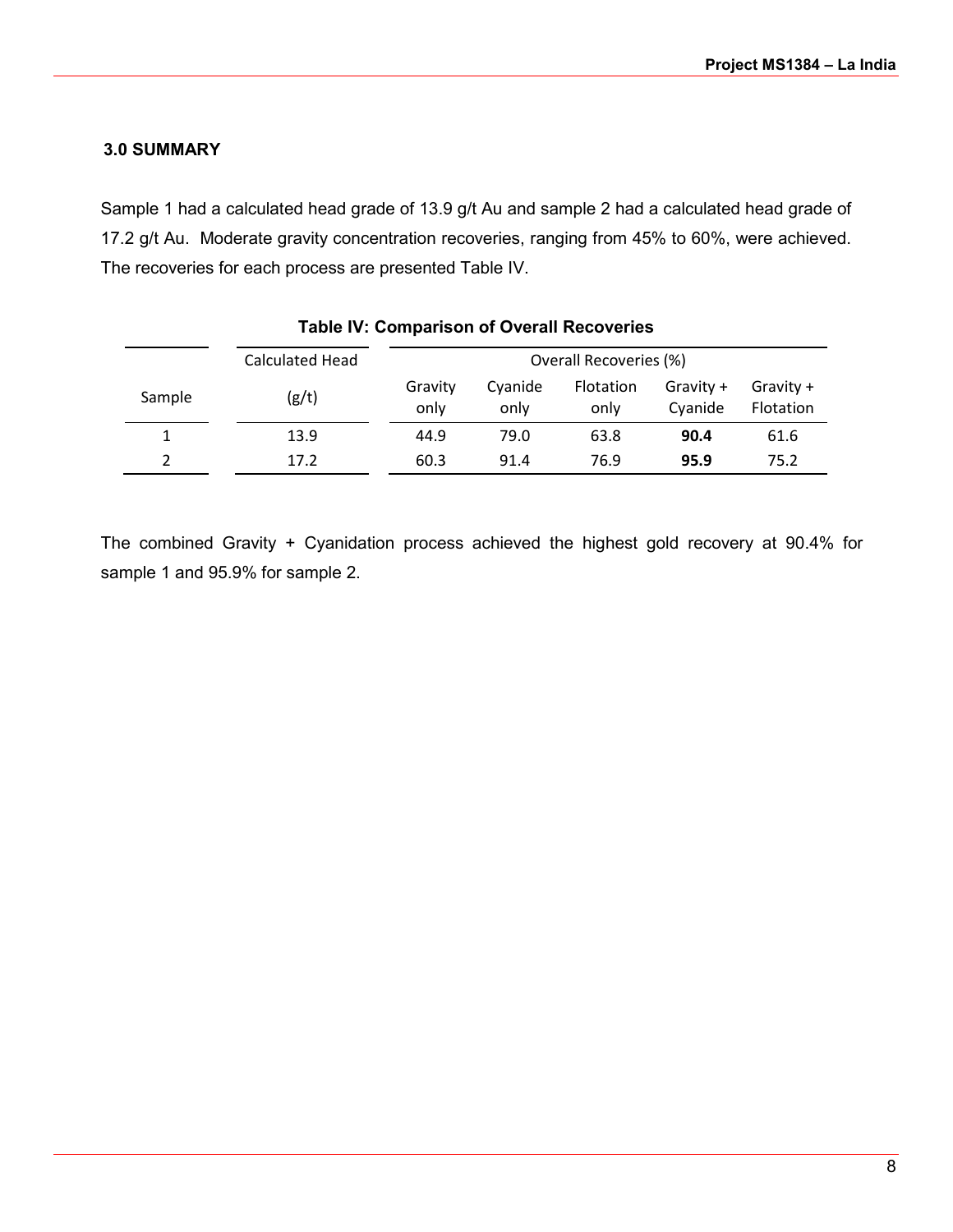### 3.0 SUMMARY

Sample 1 had a calculated head grade of 13.9 g/t Au and sample 2 had a calculated head grade of 17.2 g/t Au. Moderate gravity concentration recoveries, ranging from 45% to 60%, were achieved. The recoveries for each process are presented Table IV.

**Table IV: Comparison of Overall Recoveries**

| Sample | Calculated Head (g/t) | Overall Recoveries (%) | | | | |
|---|---|---|---|---|---|---|
| | | Gravity only | Cyanide only | Flotation only | Gravity + Cyanide | Gravity + Flotation |
| 1 | 13.9 | 44.9 | 79.0 | 63.8 | **90.4** | 61.6 |
| 2 | 17.2 | 60.3 | 91.4 | 76.9 | **95.9** | 75.2 |

The combined Gravity + Cyanidation process achieved the highest gold recovery at 90.4% for sample 1 and 95.9% for sample 2.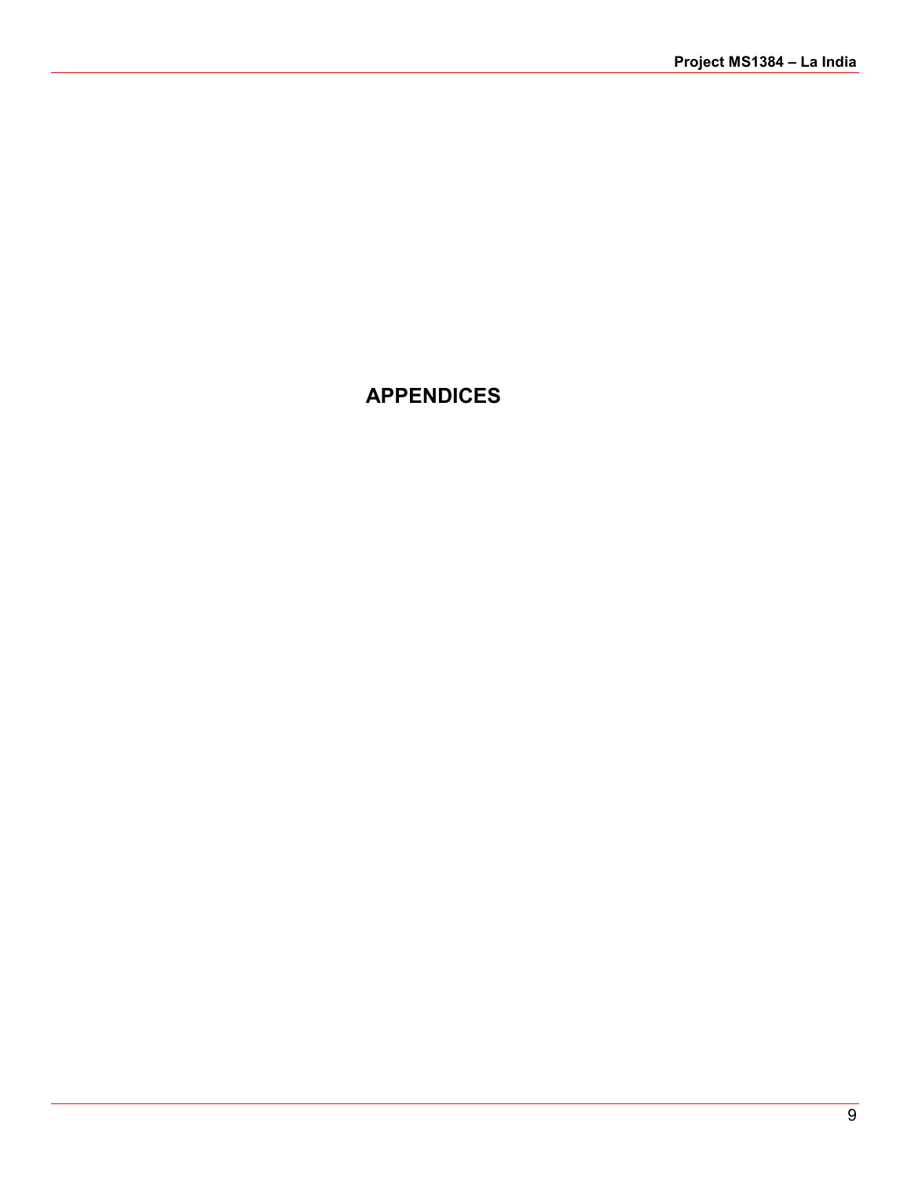# APPENDICES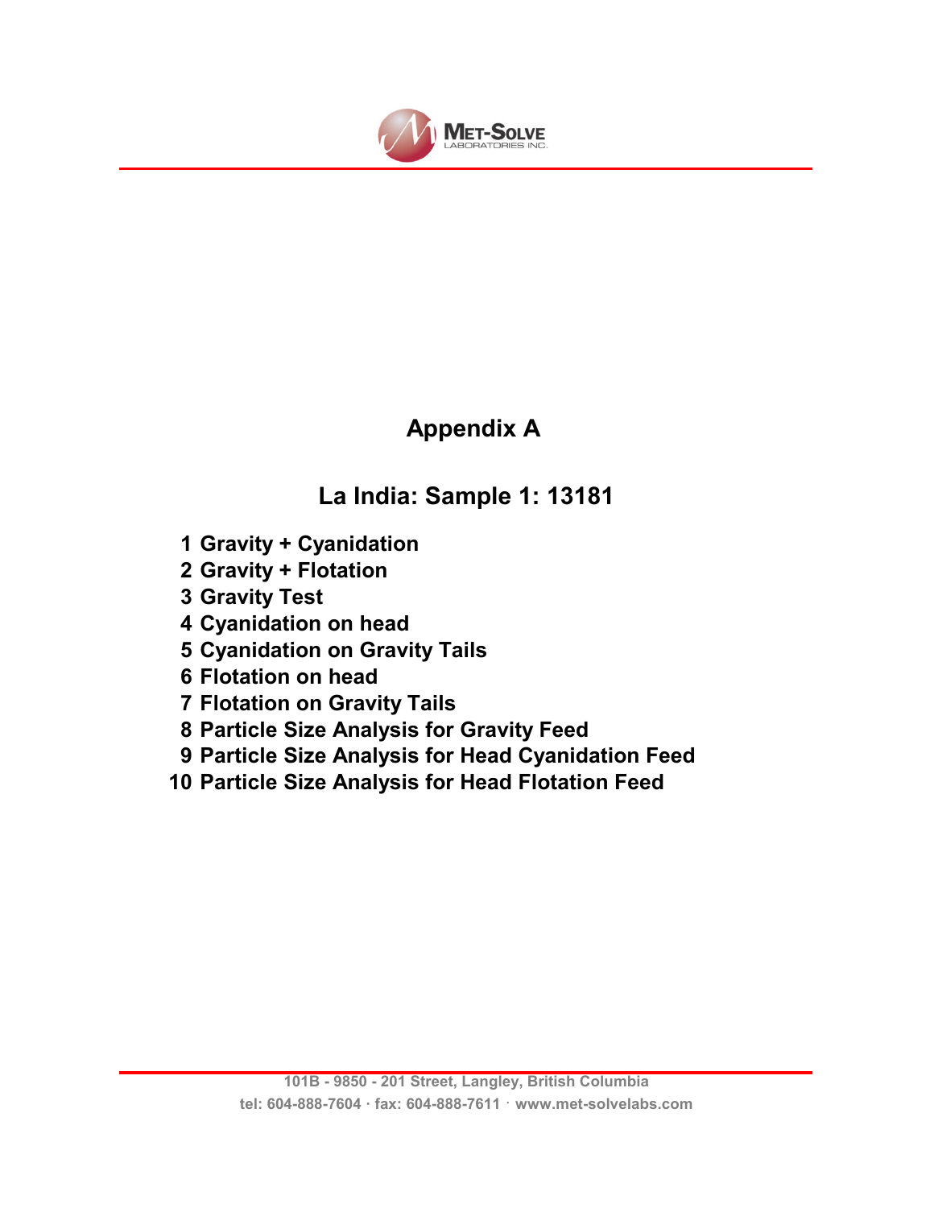# Appendix A

## La India: Sample 1: 13181

1. Gravity + Cyanidation
2. Gravity + Flotation
3. Gravity Test
4. Cyanidation on head
5. Cyanidation on Gravity Tails
6. Flotation on head
7. Flotation on Gravity Tails
8. Particle Size Analysis for Gravity Feed
9. Particle Size Analysis for Head Cyanidation Feed
10. Particle Size Analysis for Head Flotation Feed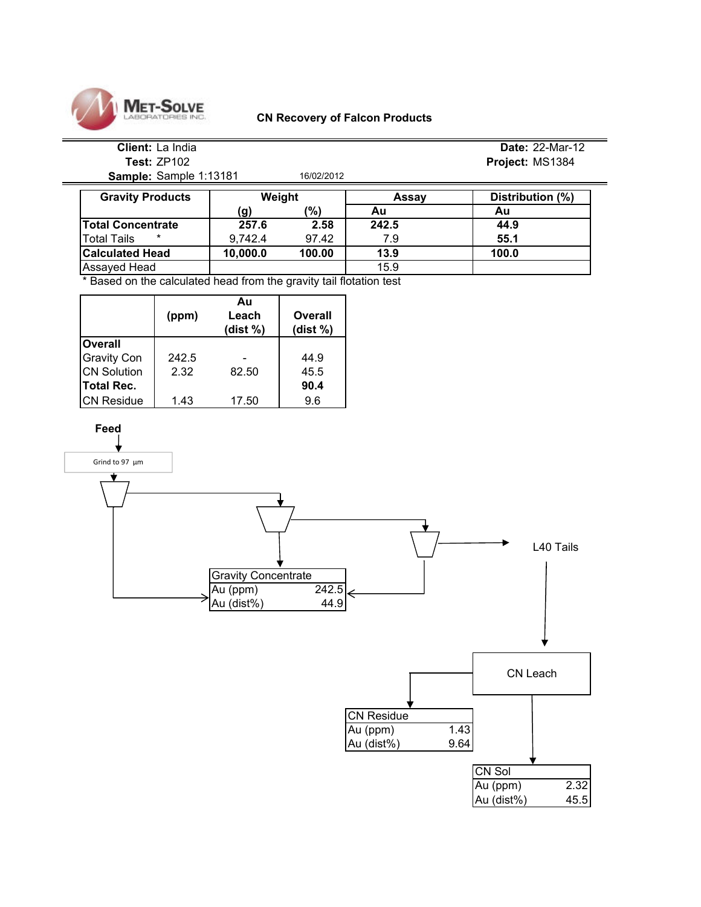**MET-SOLVE LABORATORIES INC.**

## CN Recovery of Falcon Products

**Client:** La India
**Test:** ZP102
**Sample:** Sample 1:13181 16/02/2012

**Date:** 22-Mar-12
**Project:** MS1384

| Gravity Products | Weight (g) | Weight (%) | Assay Au | Distribution (%) Au |
|---|---|---|---|---|
| **Total Concentrate** | **257.6** | **2.58** | **242.5** | **44.9** |
| Total Tails * | 9,742.4 | 97.42 | 7.9 | **55.1** |
| **Calculated Head** | **10,000.0** | **100.00** | **13.9** | **100.0** |
| Assayed Head | | | 15.9 | |

\* Based on the calculated head from the gravity tail flotation test

| | (ppm) | Au Leach (dist %) | Overall (dist %) |
|---|---|---|---|
| **Overall** | | | |
| Gravity Con | 242.5 | - | 44.9 |
| CN Solution | 2.32 | 82.50 | 45.5 |
| **Total Rec.** | | | **90.4** |
| CN Residue | 1.43 | 17.50 | 9.6 |

**Feed**

Grind to 97 µm

L40 Tails

| Gravity Concentrate | |
|---|---|
| Au (ppm) | 242.5 |
| Au (dist%) | 44.9 |

CN Leach

| CN Residue | |
|---|---|
| Au (ppm) | 1.43 |
| Au (dist%) | 9.64 |

| CN Sol | |
|---|---|
| Au (ppm) | 2.32 |
| Au (dist%) | 45.5 |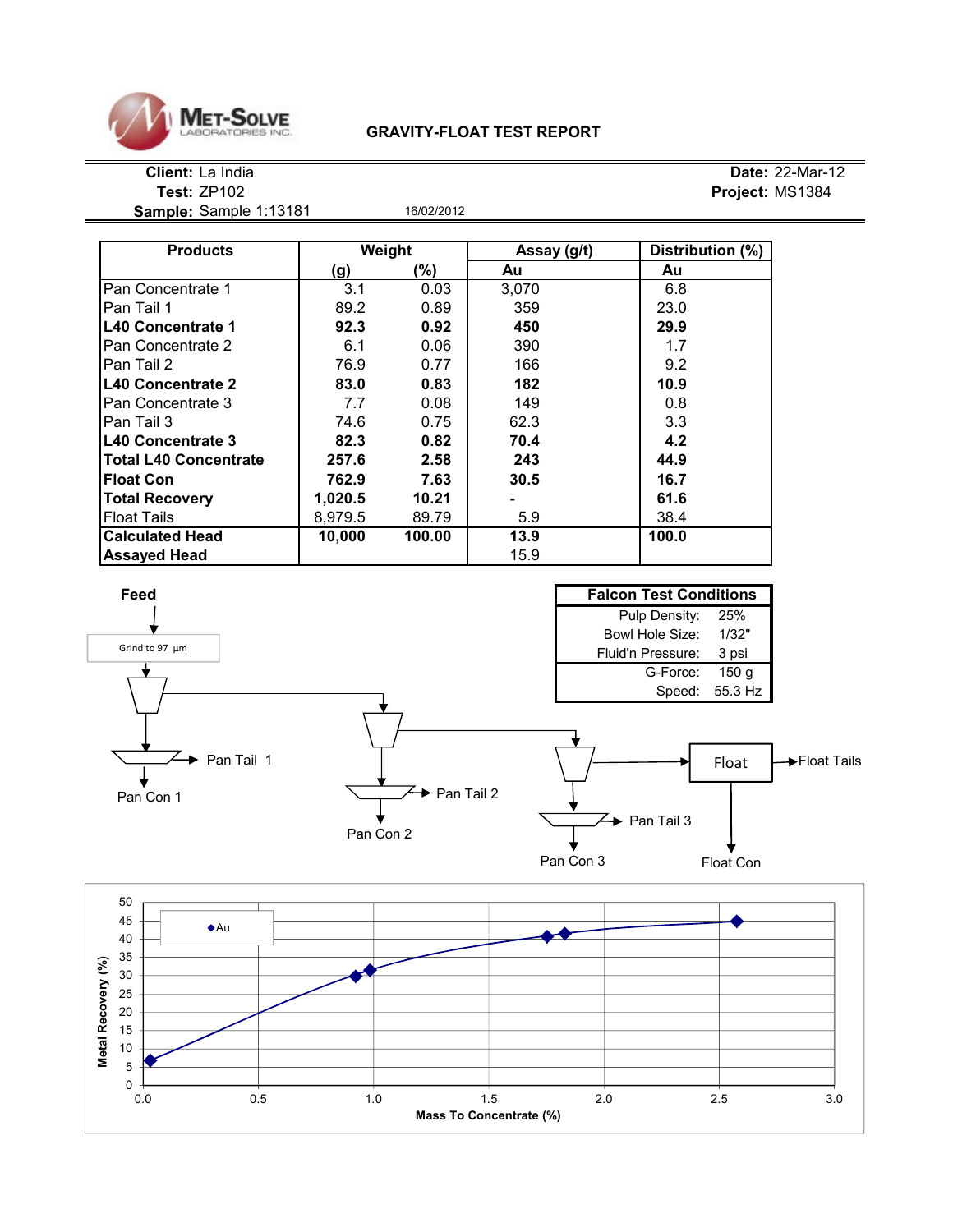**MET-SOLVE LABORATORIES INC.**

# GRAVITY-FLOAT TEST REPORT

**Client:** La India
**Test:** ZP102
**Sample:** Sample 1:13181 16/02/2012

**Date:** 22-Mar-12
**Project:** MS1384

| Products | Weight (g) | Weight (%) | Assay (g/t) Au | Distribution (%) Au |
|---|---|---|---|---|
| Pan Concentrate 1 | 3.1 | 0.03 | 3,070 | 6.8 |
| Pan Tail 1 | 89.2 | 0.89 | 359 | 23.0 |
| **L40 Concentrate 1** | **92.3** | **0.92** | **450** | **29.9** |
| Pan Concentrate 2 | 6.1 | 0.06 | 390 | 1.7 |
| Pan Tail 2 | 76.9 | 0.77 | 166 | 9.2 |
| **L40 Concentrate 2** | **83.0** | **0.83** | **182** | **10.9** |
| Pan Concentrate 3 | 7.7 | 0.08 | 149 | 0.8 |
| Pan Tail 3 | 74.6 | 0.75 | 62.3 | 3.3 |
| **L40 Concentrate 3** | **82.3** | **0.82** | **70.4** | **4.2** |
| **Total L40 Concentrate** | **257.6** | **2.58** | **243** | **44.9** |
| **Float Con** | **762.9** | **7.63** | **30.5** | **16.7** |
| **Total Recovery** | **1,020.5** | **10.21** | **-** | **61.6** |
| Float Tails | 8,979.5 | 89.79 | 5.9 | 38.4 |
| **Calculated Head** | **10,000** | **100.00** | **13.9** | **100.0** |
| **Assayed Head** | | | 15.9 | |

**Falcon Test Conditions**

| | |
|---|---|
| Pulp Density: | 25% |
| Bowl Hole Size: | 1/32" |
| Fluid'n Pressure: | 3 psi |
| G-Force: | 150 g |
| Speed: | 55.3 Hz |

Feed → Grind to 97 µm → Falcon 1 → Pan Tail 1 / Pan Con 1; Falcon 1 tails → Falcon 2 → Pan Tail 2 / Pan Con 2; Falcon 2 tails → Falcon 3 → Pan Tail 3 / Pan Con 3; Falcon 3 tails → Float → Float Tails / Float Con

Chart: Metal Recovery (%) vs Mass To Concentrate (%) — Au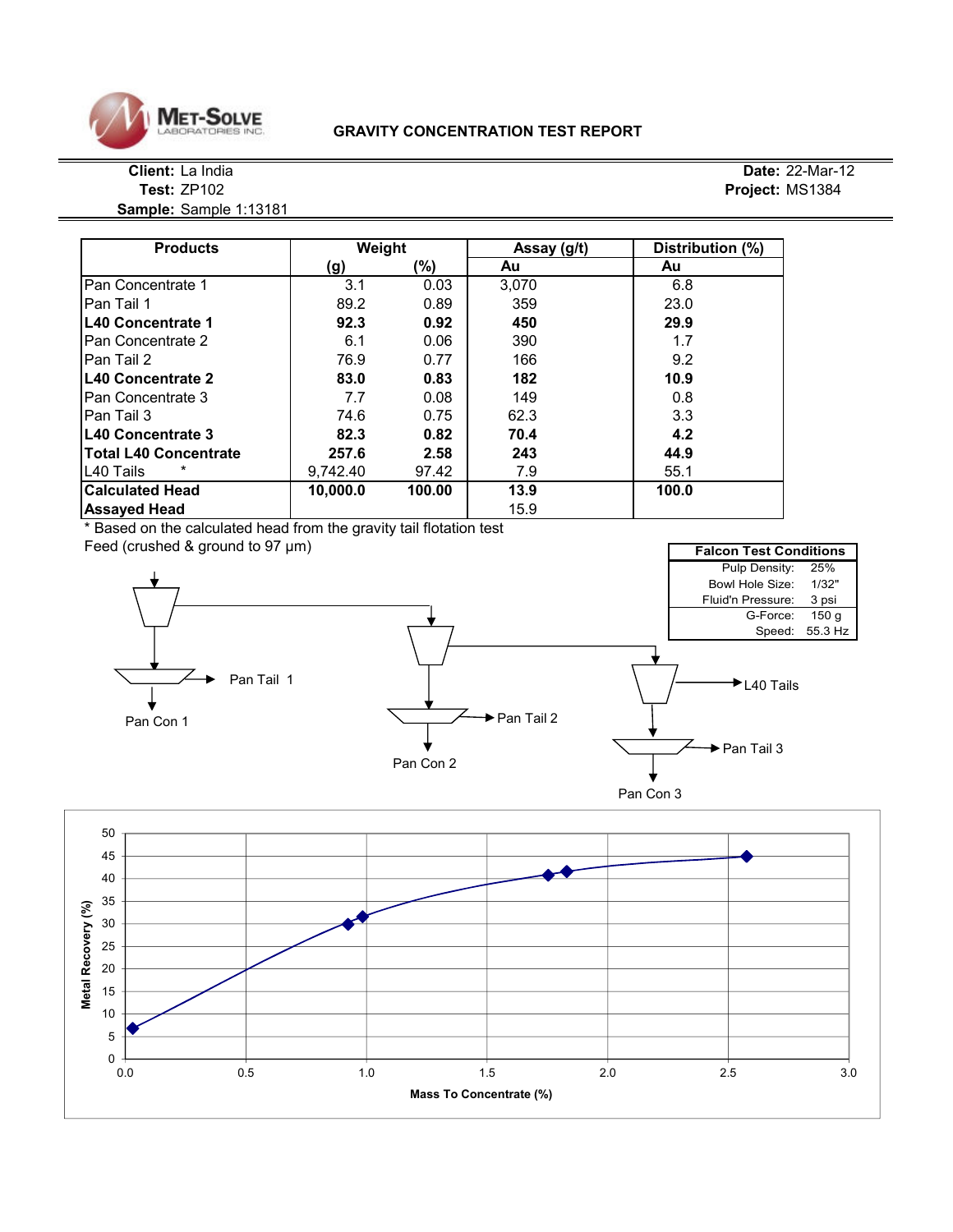**MET-SOLVE LABORATORIES INC.**

# GRAVITY CONCENTRATION TEST REPORT

**Client:** La India
**Test:** ZP102
**Sample:** Sample 1:13181

**Date:** 22-Mar-12
**Project:** MS1384

| Products | Weight | | Assay (g/t) | Distribution (%) |
|---|---|---|---|---|
| | (g) | (%) | Au | Au |
| Pan Concentrate 1 | 3.1 | 0.03 | 3,070 | 6.8 |
| Pan Tail 1 | 89.2 | 0.89 | 359 | 23.0 |
| **L40 Concentrate 1** | **92.3** | **0.92** | **450** | **29.9** |
| Pan Concentrate 2 | 6.1 | 0.06 | 390 | 1.7 |
| Pan Tail 2 | 76.9 | 0.77 | 166 | 9.2 |
| **L40 Concentrate 2** | **83.0** | **0.83** | **182** | **10.9** |
| Pan Concentrate 3 | 7.7 | 0.08 | 149 | 0.8 |
| Pan Tail 3 | 74.6 | 0.75 | 62.3 | 3.3 |
| **L40 Concentrate 3** | **82.3** | **0.82** | **70.4** | **4.2** |
| **Total L40 Concentrate** | **257.6** | **2.58** | **243** | **44.9** |
| L40 Tails * | 9,742.40 | 97.42 | 7.9 | 55.1 |
| **Calculated Head** | **10,000.0** | **100.00** | **13.9** | **100.0** |
| **Assayed Head** | | | 15.9 | |

\* Based on the calculated head from the gravity tail flotation test

Feed (crushed & ground to 97 μm)

| Falcon Test Conditions | |
|---|---|
| Pulp Density: | 25% |
| Bowl Hole Size: | 1/32" |
| Fluid'n Pressure: | 3 psi |
| G-Force: | 150 g |
| Speed: | 55.3 Hz |

Flowsheet: Pan Tail 1, Pan Con 1, Pan Tail 2, Pan Con 2, L40 Tails, Pan Tail 3, Pan Con 3

Chart: Metal Recovery (%) vs. Mass To Concentrate (%)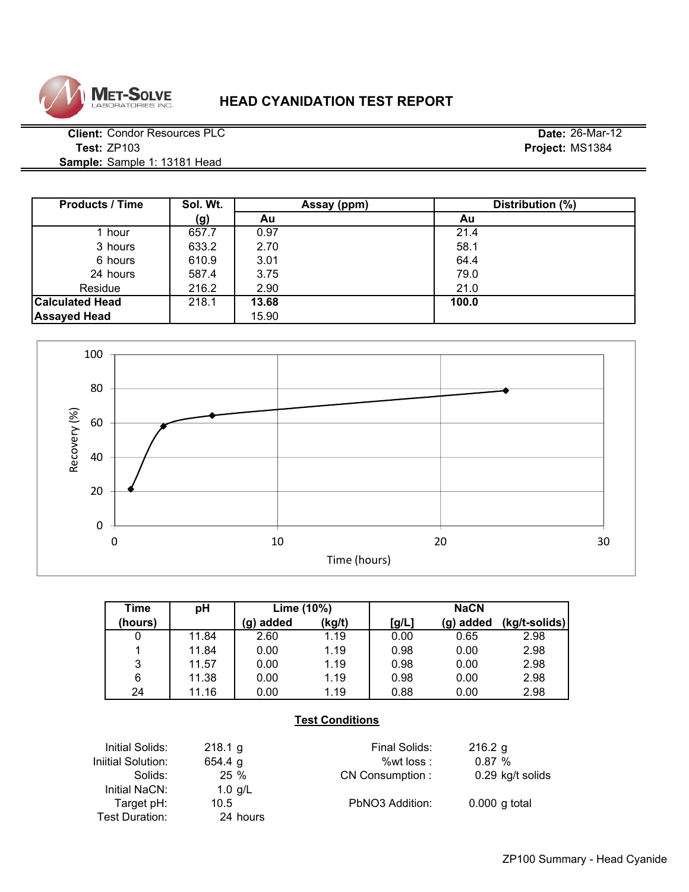# HEAD CYANIDATION TEST REPORT

**Client:** Condor Resources PLC
**Test:** ZP103
**Sample:** Sample 1: 13181 Head

**Date:** 26-Mar-12
**Project:** MS1384

| Products / Time | Sol. Wt. (g) | Assay (ppm) Au | Distribution (%) Au |
|---|---|---|---|
| 1 hour | 657.7 | 0.97 | 21.4 |
| 3 hours | 633.2 | 2.70 | 58.1 |
| 6 hours | 610.9 | 3.01 | 64.4 |
| 24 hours | 587.4 | 3.75 | 79.0 |
| Residue | 216.2 | 2.90 | 21.0 |
| **Calculated Head** | 218.1 | **13.68** | **100.0** |
| **Assayed Head** | | 15.90 | |

| Time (hours) | pH | Lime (10%) (g) added | Lime (10%) (kg/t) | NaCN [g/L] | NaCN (g) added | NaCN (kg/t-solids) |
|---|---|---|---|---|---|---|
| 0 | 11.84 | 2.60 | 1.19 | 0.00 | 0.65 | 2.98 |
| 1 | 11.84 | 0.00 | 1.19 | 0.98 | 0.00 | 2.98 |
| 3 | 11.57 | 0.00 | 1.19 | 0.98 | 0.00 | 2.98 |
| 6 | 11.38 | 0.00 | 1.19 | 0.98 | 0.00 | 2.98 |
| 24 | 11.16 | 0.00 | 1.19 | 0.88 | 0.00 | 2.98 |

**Test Conditions**

| | | | |
|---|---|---|---|
| Initial Solids: | 218.1 g | Final Solids: | 216.2 g |
| Iniitial Solution: | 654.4 g | %wt loss : | 0.87 % |
| Solids: | 25 % | CN Consumption : | 0.29 kg/t solids |
| Initial NaCN: | 1.0 g/L | | |
| Target pH: | 10.5 | PbNO3 Addition: | 0.000 g total |
| Test Duration: | 24 hours | | |

ZP100 Summary - Head Cyanide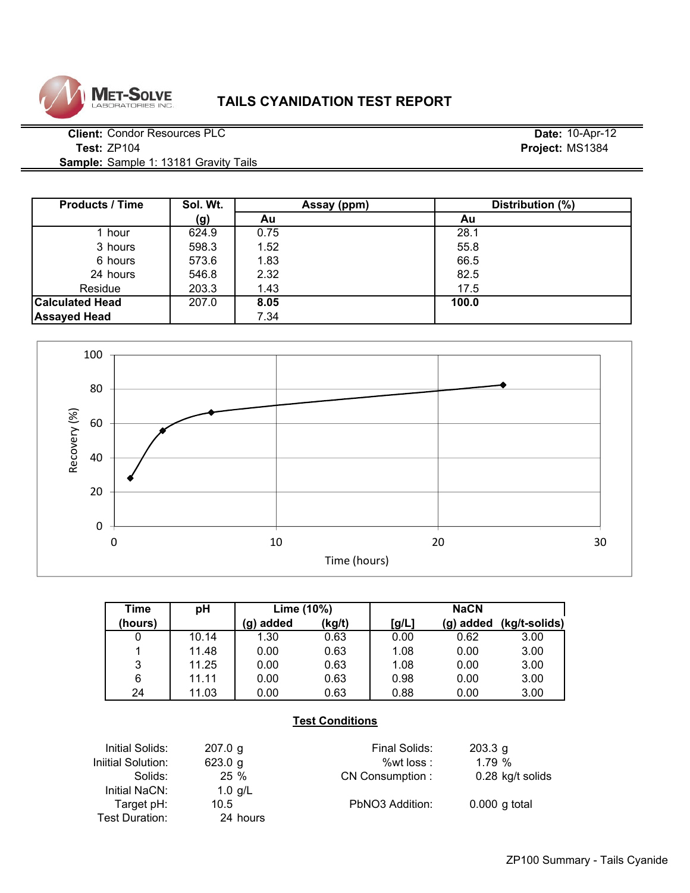# TAILS CYANIDATION TEST REPORT

MET-SOLVE LABORATORIES INC.

**Client:** Condor Resources PLC
**Test:** ZP104
**Sample:** Sample 1: 13181 Gravity Tails

**Date:** 10-Apr-12
**Project:** MS1384

| Products / Time | Sol. Wt. (g) | Assay (ppm) Au | Distribution (%) Au |
|---|---|---|---|
| 1 hour | 624.9 | 0.75 | 28.1 |
| 3 hours | 598.3 | 1.52 | 55.8 |
| 6 hours | 573.6 | 1.83 | 66.5 |
| 24 hours | 546.8 | 2.32 | 82.5 |
| Residue | 203.3 | 1.43 | 17.5 |
| **Calculated Head** | 207.0 | **8.05** | **100.0** |
| **Assayed Head** | | 7.34 | |

| Time (hours) | pH | Lime (10%) (g) added | Lime (10%) (kg/t) | NaCN [g/L] | NaCN (g) added | NaCN (kg/t-solids) |
|---|---|---|---|---|---|---|
| 0 | 10.14 | 1.30 | 0.63 | 0.00 | 0.62 | 3.00 |
| 1 | 11.48 | 0.00 | 0.63 | 1.08 | 0.00 | 3.00 |
| 3 | 11.25 | 0.00 | 0.63 | 1.08 | 0.00 | 3.00 |
| 6 | 11.11 | 0.00 | 0.63 | 0.98 | 0.00 | 3.00 |
| 24 | 11.03 | 0.00 | 0.63 | 0.88 | 0.00 | 3.00 |

## Test Conditions

| | | | |
|---|---|---|---|
| Initial Solids: | 207.0 g | Final Solids: | 203.3 g |
| Iniitial Solution: | 623.0 g | %wt loss : | 1.79 % |
| Solids: | 25 % | CN Consumption : | 0.28 kg/t solids |
| Initial NaCN: | 1.0 g/L | | |
| Target pH: | 10.5 | PbNO3 Addition: | 0.000 g total |
| Test Duration: | 24 hours | | |

ZP100 Summary - Tails Cyanide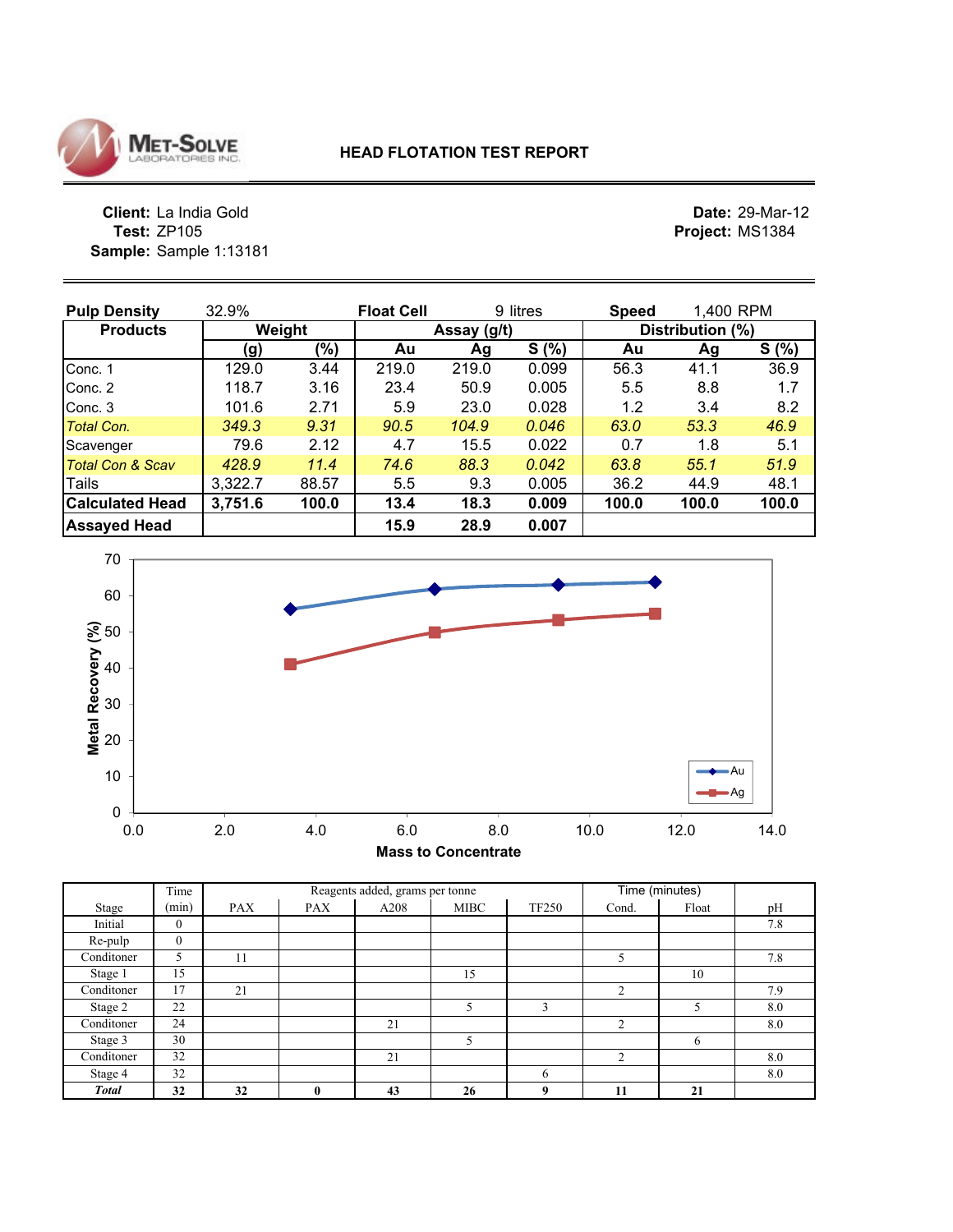**MET-SOLVE LABORATORIES INC.**

# HEAD FLOTATION TEST REPORT

**Client:** La India Gold
**Test:** ZP105
**Sample:** Sample 1:13181

**Date:** 29-Mar-12
**Project:** MS1384

| **Pulp Density** | 32.9% | | **Float Cell** | 9 litres | | **Speed** | 1,400 RPM | |
|---|---|---|---|---|---|---|---|---|
| **Products** | **Weight** | | **Assay (g/t)** | | | **Distribution (%)** | | |
| | **(g)** | **(%)** | **Au** | **Ag** | **S (%)** | **Au** | **Ag** | **S (%)** |
| Conc. 1 | 129.0 | 3.44 | 219.0 | 219.0 | 0.099 | 56.3 | 41.1 | 36.9 |
| Conc. 2 | 118.7 | 3.16 | 23.4 | 50.9 | 0.005 | 5.5 | 8.8 | 1.7 |
| Conc. 3 | 101.6 | 2.71 | 5.9 | 23.0 | 0.028 | 1.2 | 3.4 | 8.2 |
| *Total Con.* | *349.3* | *9.31* | *90.5* | *104.9* | *0.046* | *63.0* | *53.3* | *46.9* |
| Scavenger | 79.6 | 2.12 | 4.7 | 15.5 | 0.022 | 0.7 | 1.8 | 5.1 |
| *Total Con & Scav* | *428.9* | *11.4* | *74.6* | *88.3* | *0.042* | *63.8* | *55.1* | *51.9* |
| Tails | 3,322.7 | 88.57 | 5.5 | 9.3 | 0.005 | 36.2 | 44.9 | 48.1 |
| **Calculated Head** | **3,751.6** | **100.0** | **13.4** | **18.3** | **0.009** | **100.0** | **100.0** | **100.0** |
| **Assayed Head** | | | **15.9** | **28.9** | **0.007** | | | |

| Stage | Time (min) | PAX | PAX | A208 | MIBC | TF250 | Time (minutes) Cond. | Float | pH |
|---|---|---|---|---|---|---|---|---|---|
| | | Reagents added, grams per tonne | | | | | | | |
| Initial | 0 | | | | | | | | 7.8 |
| Re-pulp | 0 | | | | | | | | |
| Conditioner | 5 | 11 | | | | | 5 | | 7.8 |
| Stage 1 | 15 | | | | 15 | | | 10 | |
| Conditioner | 17 | 21 | | | | | 2 | | 7.9 |
| Stage 2 | 22 | | | | 5 | 3 | | 5 | 8.0 |
| Conditioner | 24 | | | 21 | | | 2 | | 8.0 |
| Stage 3 | 30 | | | | 5 | | | 6 | |
| Conditioner | 32 | | | 21 | | | 2 | | 8.0 |
| Stage 4 | 32 | | | | | 6 | | | 8.0 |
| ***Total*** | **32** | **32** | **0** | **43** | **26** | **9** | **11** | **21** | |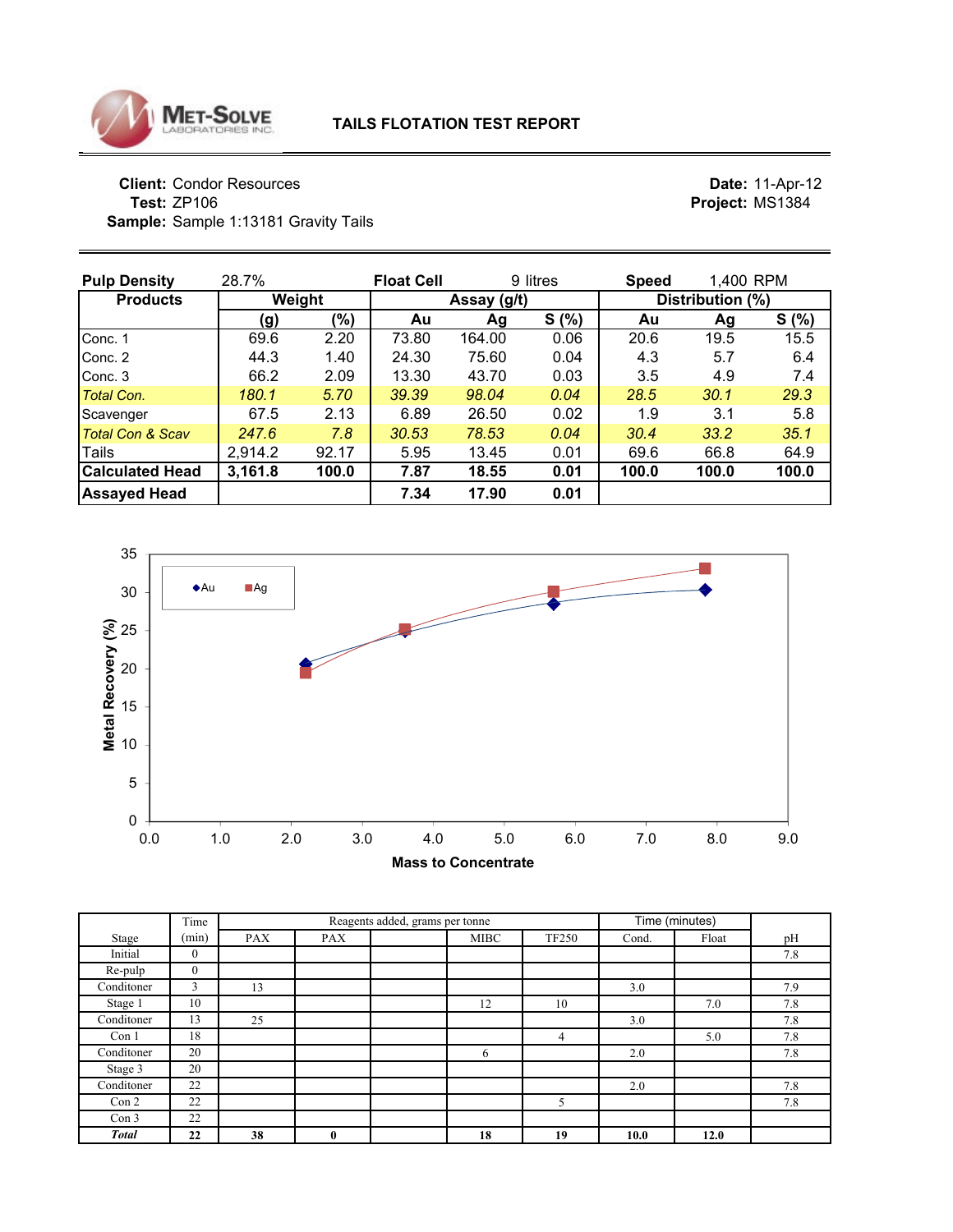**MET-SOLVE LABORATORIES INC.**

# TAILS FLOTATION TEST REPORT

**Client:** Condor Resources
**Test:** ZP106
**Sample:** Sample 1:13181 Gravity Tails

**Date:** 11-Apr-12
**Project:** MS1384

**Pulp Density** 28.7% **Float Cell** 9 litres **Speed** 1,400 RPM

| Products | Weight | | Assay (g/t) | | | Distribution (%) | | |
|---|---|---|---|---|---|---|---|---|
| | (g) | (%) | Au | Ag | S (%) | Au | Ag | S (%) |
| Conc. 1 | 69.6 | 2.20 | 73.80 | 164.00 | 0.06 | 20.6 | 19.5 | 15.5 |
| Conc. 2 | 44.3 | 1.40 | 24.30 | 75.60 | 0.04 | 4.3 | 5.7 | 6.4 |
| Conc. 3 | 66.2 | 2.09 | 13.30 | 43.70 | 0.03 | 3.5 | 4.9 | 7.4 |
| *Total Con.* | *180.1* | *5.70* | *39.39* | *98.04* | *0.04* | *28.5* | *30.1* | *29.3* |
| Scavenger | 67.5 | 2.13 | 6.89 | 26.50 | 0.02 | 1.9 | 3.1 | 5.8 |
| *Total Con & Scav* | *247.6* | *7.8* | *30.53* | *78.53* | *0.04* | *30.4* | *33.2* | *35.1* |
| Tails | 2,914.2 | 92.17 | 5.95 | 13.45 | 0.01 | 69.6 | 66.8 | 64.9 |
| **Calculated Head** | **3,161.8** | **100.0** | **7.87** | **18.55** | **0.01** | **100.0** | **100.0** | **100.0** |
| **Assayed Head** | | | **7.34** | **17.90** | **0.01** | | | |

| Stage | Time (min) | Reagents added, grams per tonne: PAX | PAX | | MIBC | TF250 | Time (minutes): Cond. | Float | pH |
|---|---|---|---|---|---|---|---|---|---|
| Initial | 0 | | | | | | | | 7.8 |
| Re-pulp | 0 | | | | | | | | |
| Conditoner | 3 | 13 | | | | | 3.0 | | 7.9 |
| Stage 1 | 10 | | | | 12 | 10 | | 7.0 | 7.8 |
| Conditoner | 13 | 25 | | | | | 3.0 | | 7.8 |
| Con 1 | 18 | | | | | 4 | | 5.0 | 7.8 |
| Conditoner | 20 | | | | 6 | | 2.0 | | 7.8 |
| Stage 3 | 20 | | | | | | | | |
| Conditoner | 22 | | | | | | 2.0 | | 7.8 |
| Con 2 | 22 | | | | | 5 | | | 7.8 |
| Con 3 | 22 | | | | | | | | |
| ***Total*** | **22** | **38** | **0** | | **18** | **19** | **10.0** | **12.0** | |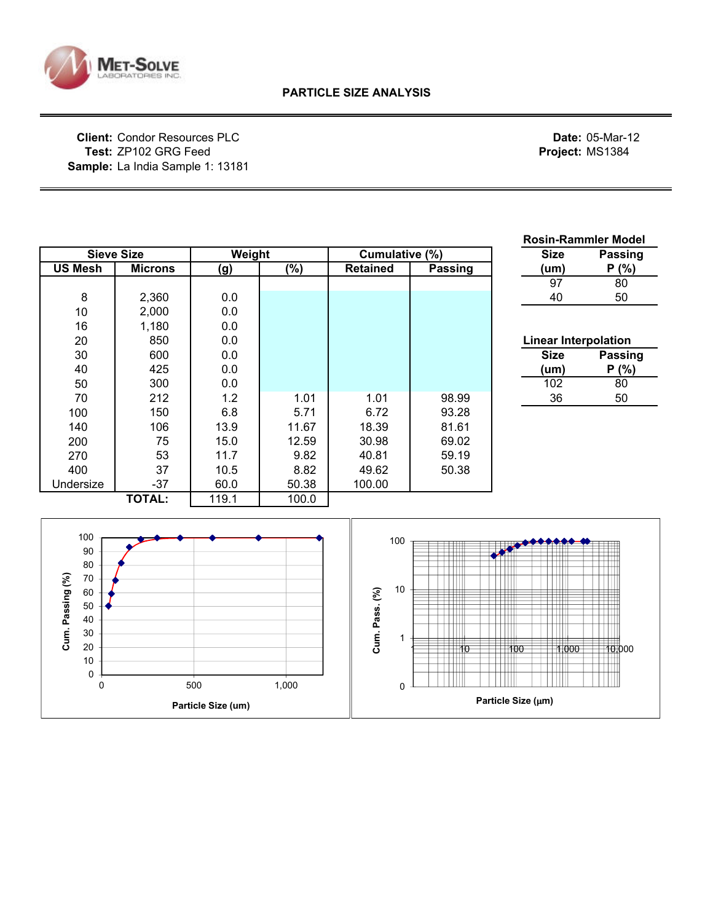MET-SOLVE LABORATORIES INC.

## PARTICLE SIZE ANALYSIS

**Client:** Condor Resources PLC
**Test:** ZP102 GRG Feed
**Sample:** La India Sample 1: 13181

**Date:** 05-Mar-12
**Project:** MS1384

| Sieve Size | | Weight | | Cumulative (%) | |
|---|---|---|---|---|---|
| US Mesh | Microns | (g) | (%) | Retained | Passing |
| 8 | 2,360 | 0.0 | | | |
| 10 | 2,000 | 0.0 | | | |
| 16 | 1,180 | 0.0 | | | |
| 20 | 850 | 0.0 | | | |
| 30 | 600 | 0.0 | | | |
| 40 | 425 | 0.0 | | | |
| 50 | 300 | 0.0 | | | |
| 70 | 212 | 1.2 | 1.01 | 1.01 | 98.99 |
| 100 | 150 | 6.8 | 5.71 | 6.72 | 93.28 |
| 140 | 106 | 13.9 | 11.67 | 18.39 | 81.61 |
| 200 | 75 | 15.0 | 12.59 | 30.98 | 69.02 |
| 270 | 53 | 11.7 | 9.82 | 40.81 | 59.19 |
| 400 | 37 | 10.5 | 8.82 | 49.62 | 50.38 |
| Undersize | -37 | 60.0 | 50.38 | 100.00 | |
| | TOTAL: | 119.1 | 100.0 | | |

**Rosin-Rammler Model**

| Size (um) | Passing P (%) |
|---|---|
| 97 | 80 |
| 40 | 50 |

**Linear Interpolation**

| Size (um) | Passing P (%) |
|---|---|
| 102 | 80 |
| 36 | 50 |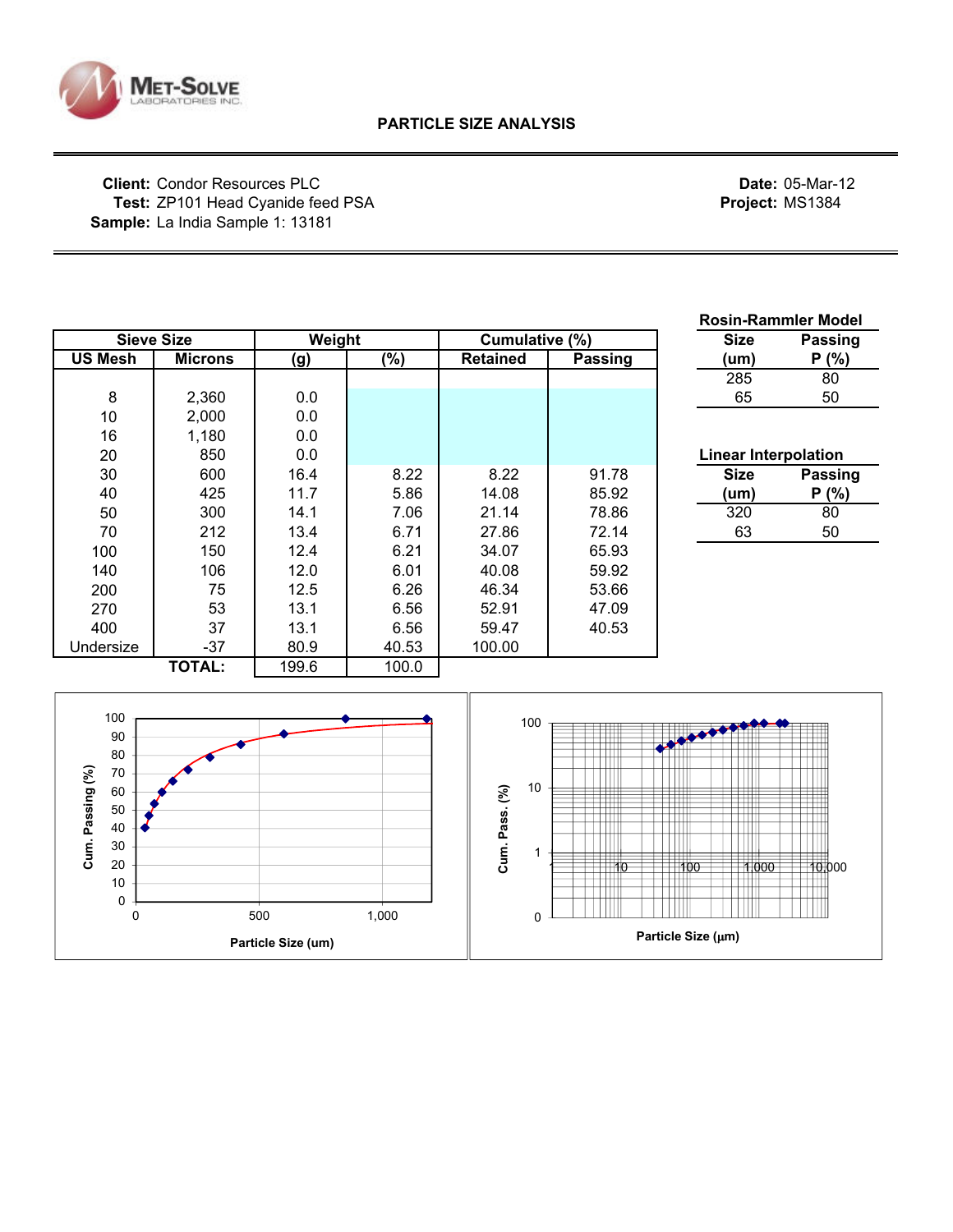MET-SOLVE LABORATORIES INC.

# PARTICLE SIZE ANALYSIS

**Client:** Condor Resources PLC
**Test:** ZP101 Head Cyanide feed PSA
**Sample:** La India Sample 1: 13181

**Date:** 05-Mar-12
**Project:** MS1384

| Sieve Size | | Weight | | Cumulative (%) | |
|---|---|---|---|---|---|
| US Mesh | Microns | (g) | (%) | Retained | Passing |
| 8 | 2,360 | 0.0 | | | |
| 10 | 2,000 | 0.0 | | | |
| 16 | 1,180 | 0.0 | | | |
| 20 | 850 | 0.0 | | | |
| 30 | 600 | 16.4 | 8.22 | 8.22 | 91.78 |
| 40 | 425 | 11.7 | 5.86 | 14.08 | 85.92 |
| 50 | 300 | 14.1 | 7.06 | 21.14 | 78.86 |
| 70 | 212 | 13.4 | 6.71 | 27.86 | 72.14 |
| 100 | 150 | 12.4 | 6.21 | 34.07 | 65.93 |
| 140 | 106 | 12.0 | 6.01 | 40.08 | 59.92 |
| 200 | 75 | 12.5 | 6.26 | 46.34 | 53.66 |
| 270 | 53 | 13.1 | 6.56 | 52.91 | 47.09 |
| 400 | 37 | 13.1 | 6.56 | 59.47 | 40.53 |
| Undersize | -37 | 80.9 | 40.53 | 100.00 | |
| | **TOTAL:** | 199.6 | 100.0 | | |

**Rosin-Rammler Model**

| Size (um) | Passing P (%) |
|---|---|
| 285 | 80 |
| 65 | 50 |

**Linear Interpolation**

| Size (um) | Passing P (%) |
|---|---|
| 320 | 80 |
| 63 | 50 |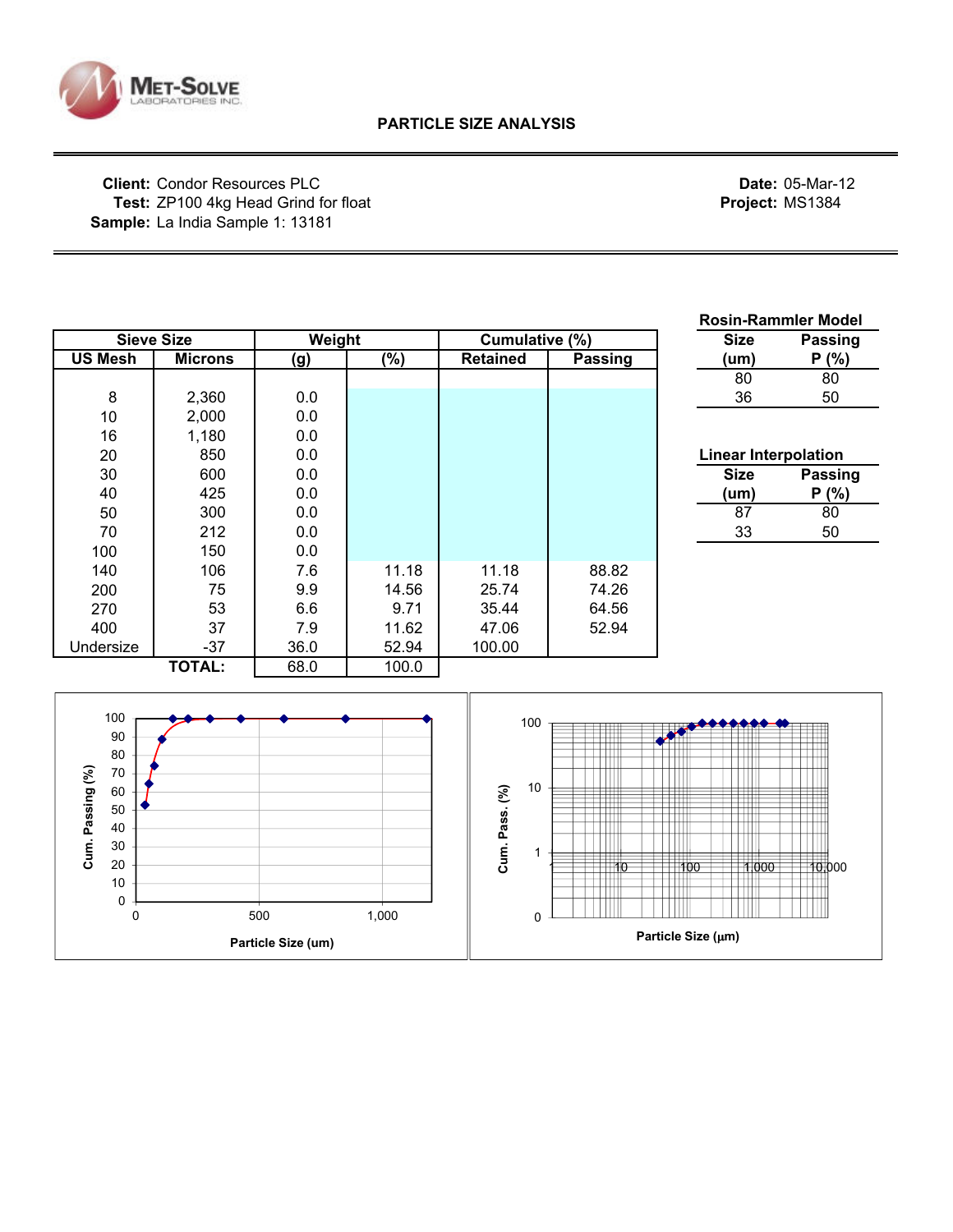MET-SOLVE LABORATORIES INC.

## PARTICLE SIZE ANALYSIS

**Client:** Condor Resources PLC
**Test:** ZP100 4kg Head Grind for float
**Sample:** La India Sample 1: 13181

**Date:** 05-Mar-12
**Project:** MS1384

| Sieve Size | | Weight | | Cumulative (%) | |
|---|---|---|---|---|---|
| US Mesh | Microns | (g) | (%) | Retained | Passing |
| 8 | 2,360 | 0.0 | | | |
| 10 | 2,000 | 0.0 | | | |
| 16 | 1,180 | 0.0 | | | |
| 20 | 850 | 0.0 | | | |
| 30 | 600 | 0.0 | | | |
| 40 | 425 | 0.0 | | | |
| 50 | 300 | 0.0 | | | |
| 70 | 212 | 0.0 | | | |
| 100 | 150 | 0.0 | | | |
| 140 | 106 | 7.6 | 11.18 | 11.18 | 88.82 |
| 200 | 75 | 9.9 | 14.56 | 25.74 | 74.26 |
| 270 | 53 | 6.6 | 9.71 | 35.44 | 64.56 |
| 400 | 37 | 7.9 | 11.62 | 47.06 | 52.94 |
| Undersize | -37 | 36.0 | 52.94 | 100.00 | |
| | **TOTAL:** | 68.0 | 100.0 | | |

**Rosin-Rammler Model**

| Size (um) | Passing P (%) |
|---|---|
| 80 | 80 |
| 36 | 50 |

**Linear Interpolation**

| Size (um) | Passing P (%) |
|---|---|
| 87 | 80 |
| 33 | 50 |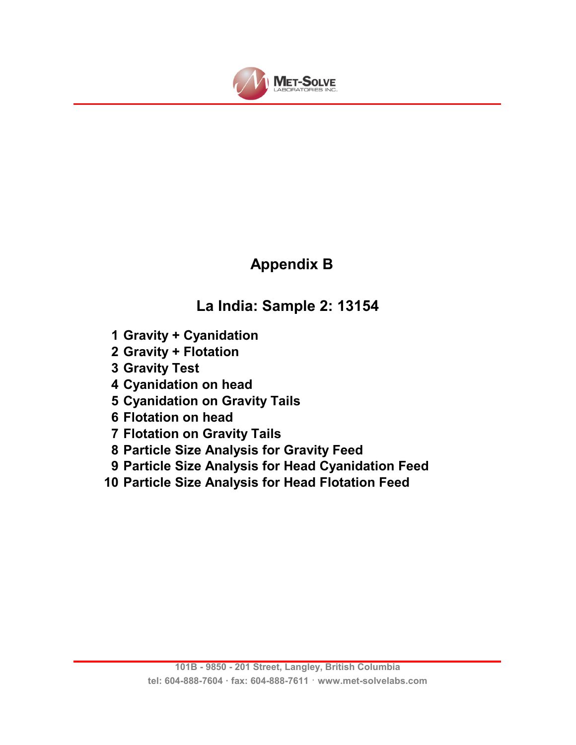# Appendix B

## La India: Sample 2: 13154

1. Gravity + Cyanidation
2. Gravity + Flotation
3. Gravity Test
4. Cyanidation on head
5. Cyanidation on Gravity Tails
6. Flotation on head
7. Flotation on Gravity Tails
8. Particle Size Analysis for Gravity Feed
9. Particle Size Analysis for Head Cyanidation Feed
10. Particle Size Analysis for Head Flotation Feed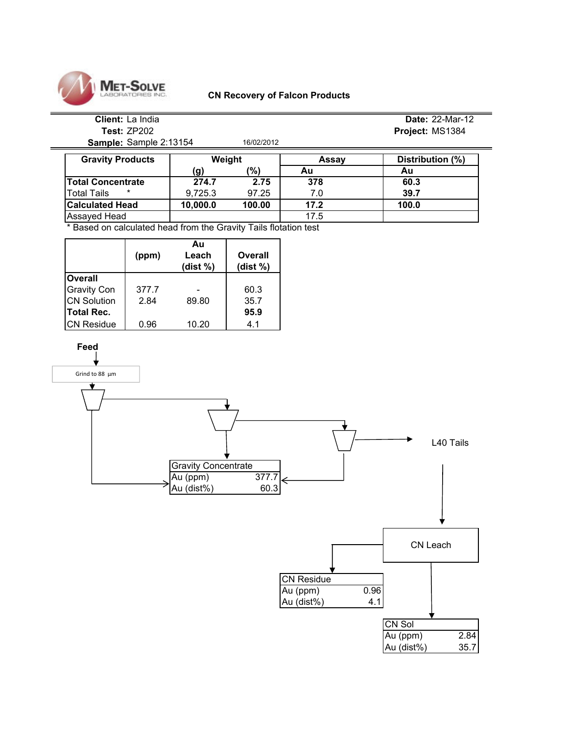**MET-SOLVE LABORATORIES INC.**

**CN Recovery of Falcon Products**

**Client:** La India
**Test:** ZP202
**Sample:** Sample 2:13154 16/02/2012

**Date:** 22-Mar-12
**Project:** MS1384

| Gravity Products | Weight (g) | Weight (%) | Assay Au | Distribution (%) Au |
|---|---|---|---|---|
| **Total Concentrate** | **274.7** | **2.75** | **378** | **60.3** |
| Total Tails * | 9,725.3 | 97.25 | 7.0 | **39.7** |
| **Calculated Head** | **10,000.0** | **100.00** | **17.2** | **100.0** |
| Assayed Head | | | 17.5 | |

\* Based on calculated head from the Gravity Tails flotation test

| | (ppm) | Au Leach (dist %) | Overall (dist %) |
|---|---|---|---|
| **Overall** | | | |
| Gravity Con | 377.7 | - | 60.3 |
| CN Solution | 2.84 | 89.80 | 35.7 |
| **Total Rec.** | | | **95.9** |
| CN Residue | 0.96 | 10.20 | 4.1 |

**Feed**

Grind to 88 µm

L40 Tails

| Gravity Concentrate | |
|---|---|
| Au (ppm) | 377.7 |
| Au (dist%) | 60.3 |

CN Leach

| CN Residue | |
|---|---|
| Au (ppm) | 0.96 |
| Au (dist%) | 4.1 |

| CN Sol | |
|---|---|
| Au (ppm) | 2.84 |
| Au (dist%) | 35.7 |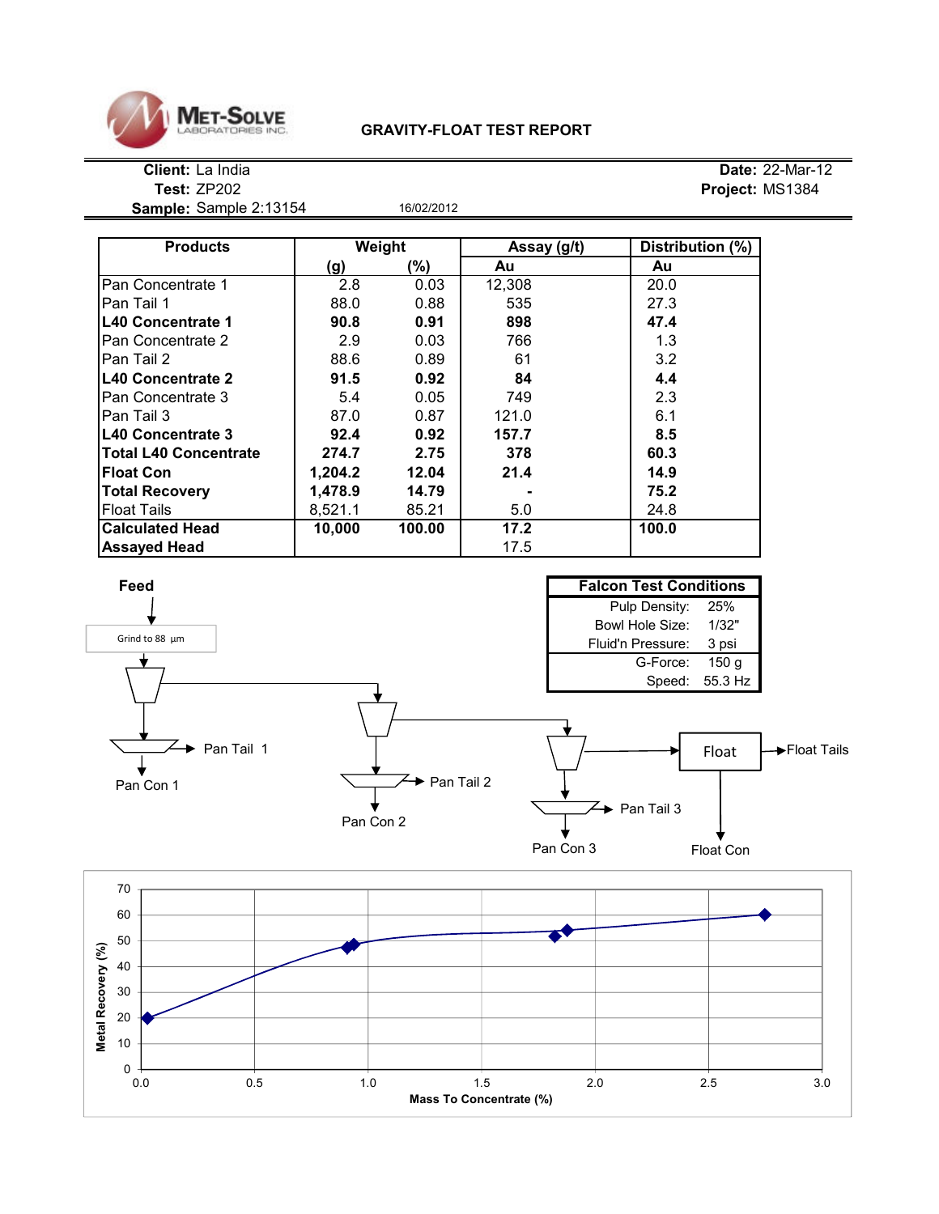**MET-SOLVE** LABORATORIES INC.

## GRAVITY-FLOAT TEST REPORT

**Client:** La India
**Test:** ZP202
**Sample:** Sample 2:13154 16/02/2012

**Date:** 22-Mar-12
**Project:** MS1384

| Products | Weight | | Assay (g/t) | Distribution (%) |
|---|---|---|---|---|
| | (g) | (%) | Au | Au |
| Pan Concentrate 1 | 2.8 | 0.03 | 12,308 | 20.0 |
| Pan Tail 1 | 88.0 | 0.88 | 535 | 27.3 |
| **L40 Concentrate 1** | **90.8** | **0.91** | **898** | **47.4** |
| Pan Concentrate 2 | 2.9 | 0.03 | 766 | 1.3 |
| Pan Tail 2 | 88.6 | 0.89 | 61 | 3.2 |
| **L40 Concentrate 2** | **91.5** | **0.92** | **84** | **4.4** |
| Pan Concentrate 3 | 5.4 | 0.05 | 749 | 2.3 |
| Pan Tail 3 | 87.0 | 0.87 | 121.0 | 6.1 |
| **L40 Concentrate 3** | **92.4** | **0.92** | **157.7** | **8.5** |
| **Total L40 Concentrate** | **274.7** | **2.75** | **378** | **60.3** |
| **Float Con** | **1,204.2** | **12.04** | **21.4** | **14.9** |
| **Total Recovery** | **1,478.9** | **14.79** | **-** | **75.2** |
| Float Tails | 8,521.1 | 85.21 | 5.0 | 24.8 |
| **Calculated Head** | **10,000** | **100.00** | **17.2** | **100.0** |
| **Assayed Head** | | | 17.5 | |

| Falcon Test Conditions | |
|---|---|
| Pulp Density: | 25% |
| Bowl Hole Size: | 1/32" |
| Fluid'n Pressure: | 3 psi |
| G-Force: | 150 g |
| Speed: | 55.3 Hz |

Feed → Grind to 88 µm → Pan Tail 1, Pan Con 1 → Pan Tail 2, Pan Con 2 → Pan Tail 3, Pan Con 3 → Float → Float Tails, Float Con

Metal Recovery (%) vs. Mass To Concentrate (%)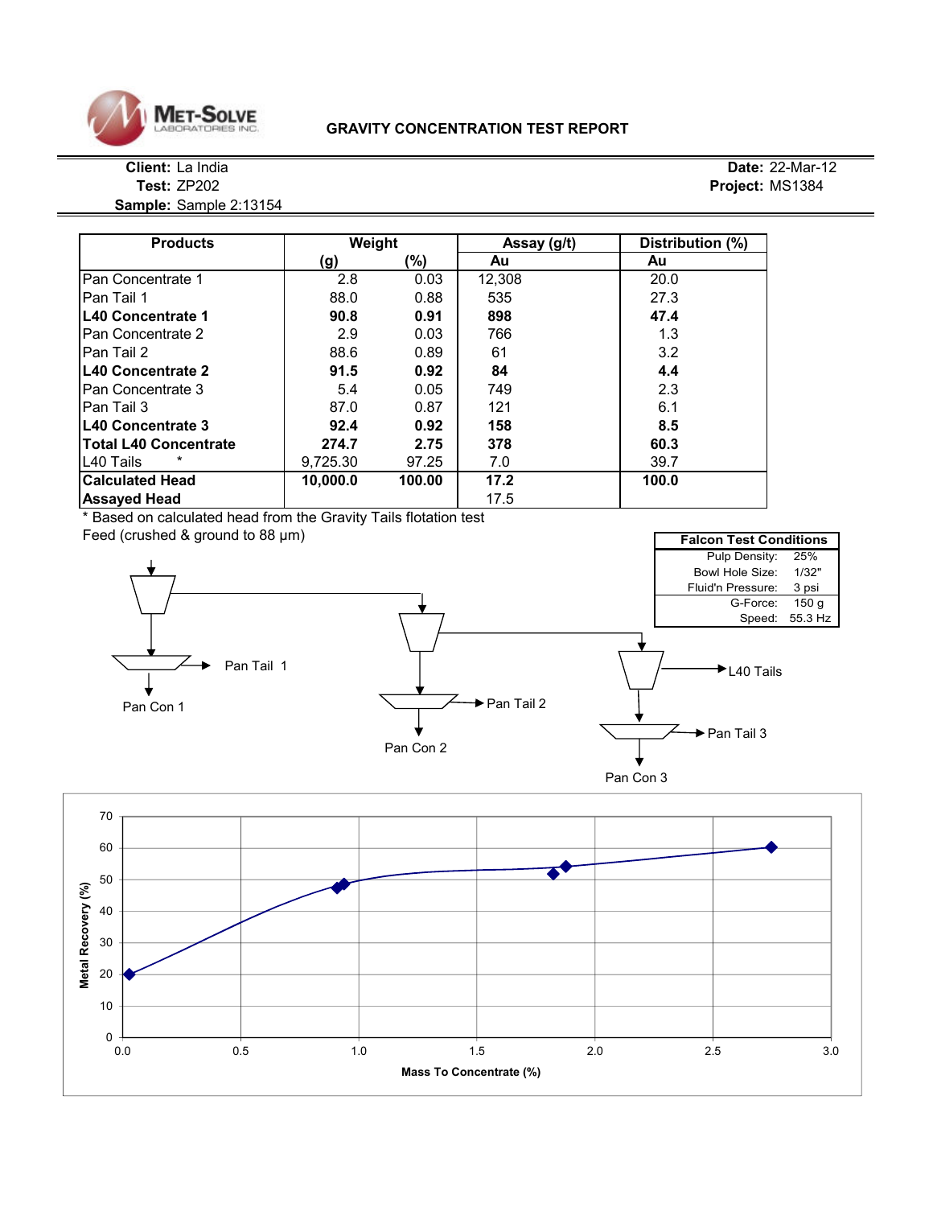**MET-SOLVE** LABORATORIES INC.

# GRAVITY CONCENTRATION TEST REPORT

**Client:** La India
**Test:** ZP202
**Sample:** Sample 2:13154

**Date:** 22-Mar-12
**Project:** MS1384

| Products | Weight (g) | Weight (%) | Assay (g/t) Au | Distribution (%) Au |
|---|---|---|---|---|
| Pan Concentrate 1 | 2.8 | 0.03 | 12,308 | 20.0 |
| Pan Tail 1 | 88.0 | 0.88 | 535 | 27.3 |
| **L40 Concentrate 1** | **90.8** | **0.91** | **898** | **47.4** |
| Pan Concentrate 2 | 2.9 | 0.03 | 766 | 1.3 |
| Pan Tail 2 | 88.6 | 0.89 | 61 | 3.2 |
| **L40 Concentrate 2** | **91.5** | **0.92** | **84** | **4.4** |
| Pan Concentrate 3 | 5.4 | 0.05 | 749 | 2.3 |
| Pan Tail 3 | 87.0 | 0.87 | 121 | 6.1 |
| **L40 Concentrate 3** | **92.4** | **0.92** | **158** | **8.5** |
| **Total L40 Concentrate** | **274.7** | **2.75** | **378** | **60.3** |
| L40 Tails * | 9,725.30 | 97.25 | 7.0 | 39.7 |
| **Calculated Head** | **10,000.0** | **100.00** | **17.2** | **100.0** |
| **Assayed Head** | | | 17.5 | |

\* Based on calculated head from the Gravity Tails flotation test

Feed (crushed & ground to 88 μm)

| Falcon Test Conditions | |
|---|---|
| Pulp Density: | 25% |
| Bowl Hole Size: | 1/32" |
| Fluid'n Pressure: | 3 psi |
| G-Force: | 150 g |
| Speed: | 55.3 Hz |

Flowsheet: Feed → Falcon L40 (1) → Pan → Pan Con 1, Pan Tail 1; L40 tails → Falcon L40 (2) → Pan → Pan Con 2, Pan Tail 2; L40 tails → Falcon L40 (3) → Pan → Pan Con 3, Pan Tail 3; L40 Tails.

Chart: Metal Recovery (%) vs. Mass To Concentrate (%)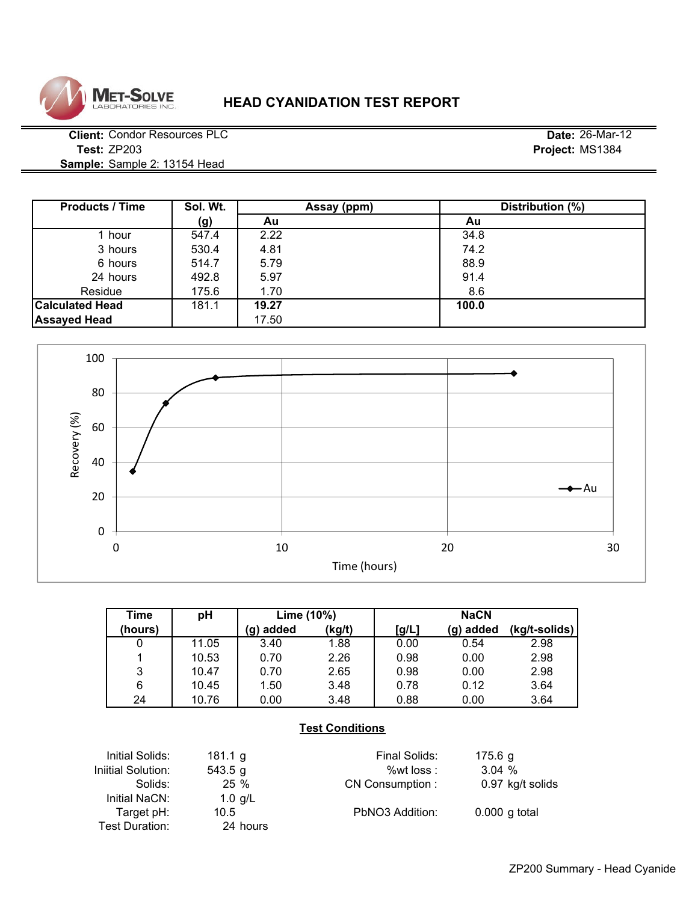# HEAD CYANIDATION TEST REPORT

**Client:** Condor Resources PLC
**Test:** ZP203
**Sample:** Sample 2: 13154 Head

**Date:** 26-Mar-12
**Project:** MS1384

| Products / Time | Sol. Wt. (g) | Assay (ppm) Au | Distribution (%) Au |
|---|---|---|---|
| 1 hour | 547.4 | 2.22 | 34.8 |
| 3 hours | 530.4 | 4.81 | 74.2 |
| 6 hours | 514.7 | 5.79 | 88.9 |
| 24 hours | 492.8 | 5.97 | 91.4 |
| Residue | 175.6 | 1.70 | 8.6 |
| **Calculated Head** | 181.1 | **19.27** | **100.0** |
| **Assayed Head** | | 17.50 | |

| Time (hours) | pH | Lime (10%) (g) added | Lime (10%) (kg/t) | NaCN [g/L] | NaCN (g) added | NaCN (kg/t-solids) |
|---|---|---|---|---|---|---|
| 0 | 11.05 | 3.40 | 1.88 | 0.00 | 0.54 | 2.98 |
| 1 | 10.53 | 0.70 | 2.26 | 0.98 | 0.00 | 2.98 |
| 3 | 10.47 | 0.70 | 2.65 | 0.98 | 0.00 | 2.98 |
| 6 | 10.45 | 1.50 | 3.48 | 0.78 | 0.12 | 3.64 |
| 24 | 10.76 | 0.00 | 3.48 | 0.88 | 0.00 | 3.64 |

**Test Conditions**

| | | | |
|---|---|---|---|
| Initial Solids: | 181.1 g | Final Solids: | 175.6 g |
| Iniitial Solution: | 543.5 g | %wt loss : | 3.04 % |
| Solids: | 25 % | CN Consumption : | 0.97 kg/t solids |
| Initial NaCN: | 1.0 g/L | | |
| Target pH: | 10.5 | PbNO3 Addition: | 0.000 g total |
| Test Duration: | 24 hours | | |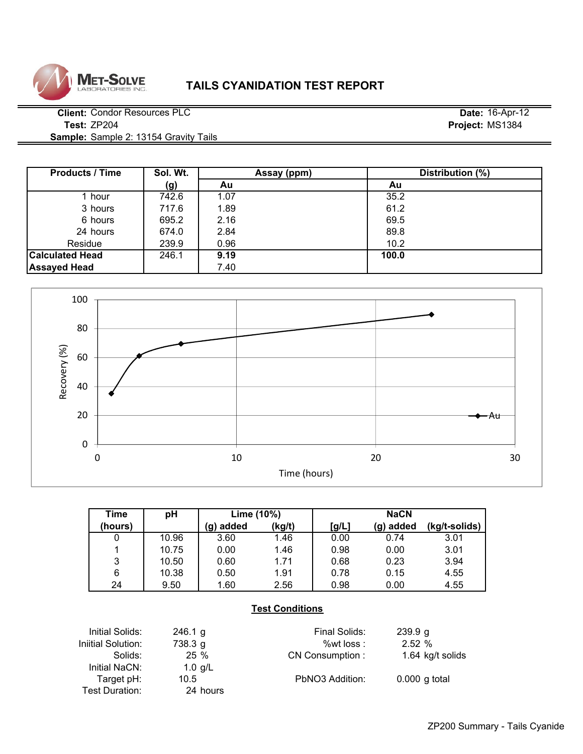MET-SOLVE LABORATORIES INC.

# TAILS CYANIDATION TEST REPORT

**Client:** Condor Resources PLC
**Test:** ZP204
**Sample:** Sample 2: 13154 Gravity Tails

**Date:** 16-Apr-12
**Project:** MS1384

| Products / Time | Sol. Wt. (g) | Assay (ppm) Au | Distribution (%) Au |
|---|---|---|---|
| 1 hour | 742.6 | 1.07 | 35.2 |
| 3 hours | 717.6 | 1.89 | 61.2 |
| 6 hours | 695.2 | 2.16 | 69.5 |
| 24 hours | 674.0 | 2.84 | 89.8 |
| Residue | 239.9 | 0.96 | 10.2 |
| **Calculated Head** | 246.1 | **9.19** | **100.0** |
| **Assayed Head** | | 7.40 | |

Recovery (%) vs Time (hours) — Au

| Time (hours) | pH | Lime (10%) (g) added | Lime (10%) (kg/t) | NaCN [g/L] | NaCN (g) added | NaCN (kg/t-solids) |
|---|---|---|---|---|---|---|
| 0 | 10.96 | 3.60 | 1.46 | 0.00 | 0.74 | 3.01 |
| 1 | 10.75 | 0.00 | 1.46 | 0.98 | 0.00 | 3.01 |
| 3 | 10.50 | 0.60 | 1.71 | 0.68 | 0.23 | 3.94 |
| 6 | 10.38 | 0.50 | 1.91 | 0.78 | 0.15 | 4.55 |
| 24 | 9.50 | 1.60 | 2.56 | 0.98 | 0.00 | 4.55 |

**Test Conditions**

| | | | |
|---|---|---|---|
| Initial Solids: | 246.1 g | Final Solids: | 239.9 g |
| Iniitial Solution: | 738.3 g | %wt loss : | 2.52 % |
| Solids: | 25 % | CN Consumption : | 1.64 kg/t solids |
| Initial NaCN: | 1.0 g/L | | |
| Target pH: | 10.5 | PbNO3 Addition: | 0.000 g total |
| Test Duration: | 24 hours | | |

ZP200 Summary - Tails Cyanide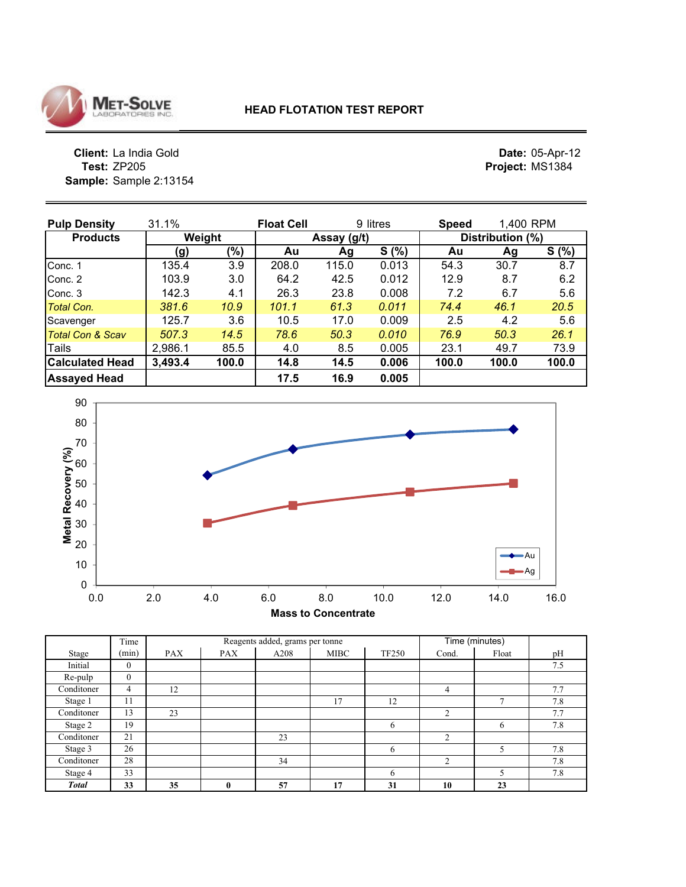**MET-SOLVE LABORATORIES INC.**

# HEAD FLOTATION TEST REPORT

**Client:** La India Gold
**Test:** ZP205
**Sample:** Sample 2:13154

**Date:** 05-Apr-12
**Project:** MS1384

**Pulp Density** 31.1% **Float Cell** 9 litres **Speed** 1,400 RPM

| Products | Weight | | Assay (g/t) | | | Distribution (%) | | |
|---|---|---|---|---|---|---|---|---|
| | (g) | (%) | Au | Ag | S (%) | Au | Ag | S (%) |
| Conc. 1 | 135.4 | 3.9 | 208.0 | 115.0 | 0.013 | 54.3 | 30.7 | 8.7 |
| Conc. 2 | 103.9 | 3.0 | 64.2 | 42.5 | 0.012 | 12.9 | 8.7 | 6.2 |
| Conc. 3 | 142.3 | 4.1 | 26.3 | 23.8 | 0.008 | 7.2 | 6.7 | 5.6 |
| *Total Con.* | *381.6* | *10.9* | *101.1* | *61.3* | *0.011* | *74.4* | *46.1* | *20.5* |
| Scavenger | 125.7 | 3.6 | 10.5 | 17.0 | 0.009 | 2.5 | 4.2 | 5.6 |
| *Total Con & Scav* | *507.3* | *14.5* | *78.6* | *50.3* | *0.010* | *76.9* | *50.3* | *26.1* |
| Tails | 2,986.1 | 85.5 | 4.0 | 8.5 | 0.005 | 23.1 | 49.7 | 73.9 |
| **Calculated Head** | **3,493.4** | **100.0** | **14.8** | **14.5** | **0.006** | **100.0** | **100.0** | **100.0** |
| **Assayed Head** | | | **17.5** | **16.9** | **0.005** | | | |

| Stage | Time (min) | PAX | PAX | A208 | MIBC | TF250 | Cond. (min) | Float (min) | pH |
|---|---|---|---|---|---|---|---|---|---|
| | | Reagents added, grams per tonne | | | | | Time (minutes) | | |
| Initial | 0 | | | | | | | | 7.5 |
| Re-pulp | 0 | | | | | | | | |
| Conditioner | 4 | 12 | | | | | 4 | | 7.7 |
| Stage 1 | 11 | | | | 17 | 12 | | 7 | 7.8 |
| Conditioner | 13 | 23 | | | | | 2 | | 7.7 |
| Stage 2 | 19 | | | | | 6 | | 6 | 7.8 |
| Conditioner | 21 | | | 23 | | | 2 | | |
| Stage 3 | 26 | | | | | 6 | | 5 | 7.8 |
| Conditioner | 28 | | | 34 | | | 2 | | 7.8 |
| Stage 4 | 33 | | | | | 6 | | 5 | 7.8 |
| ***Total*** | **33** | **35** | **0** | **57** | **17** | **31** | **10** | **23** | |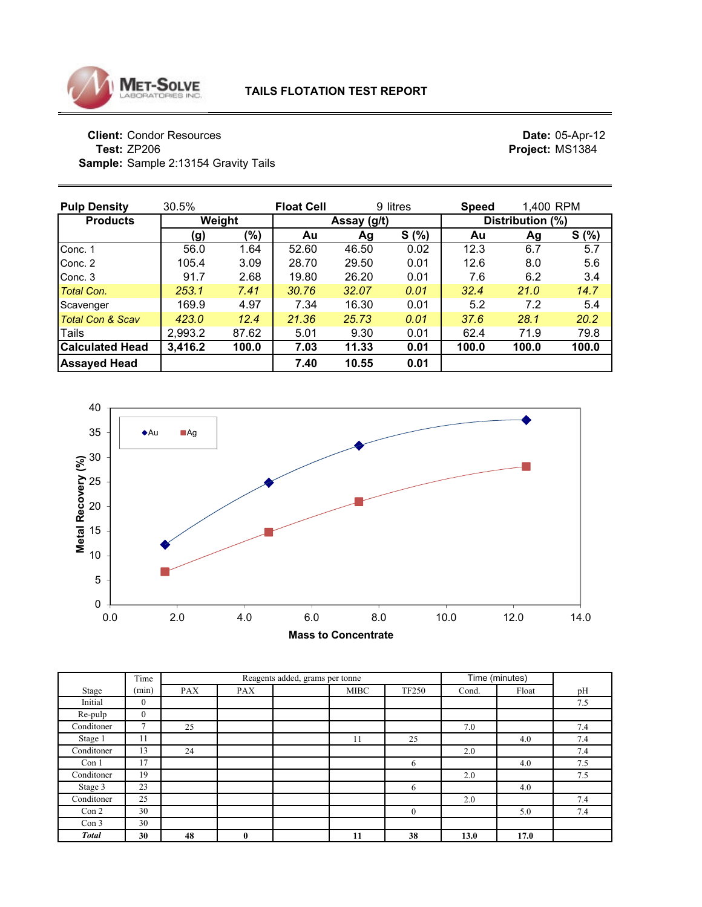**MET-SOLVE LABORATORIES INC.**

# TAILS FLOTATION TEST REPORT

**Client:** Condor Resources
**Test:** ZP206
**Sample:** Sample 2:13154 Gravity Tails

**Date:** 05-Apr-12
**Project:** MS1384

**Pulp Density:** 30.5% | **Float Cell:** 9 litres | **Speed:** 1,400 RPM

| Products | Weight | | Assay (g/t) | | | Distribution (%) | | |
|---|---|---|---|---|---|---|---|---|
| | (g) | (%) | Au | Ag | S (%) | Au | Ag | S (%) |
| Conc. 1 | 56.0 | 1.64 | 52.60 | 46.50 | 0.02 | 12.3 | 6.7 | 5.7 |
| Conc. 2 | 105.4 | 3.09 | 28.70 | 29.50 | 0.01 | 12.6 | 8.0 | 5.6 |
| Conc. 3 | 91.7 | 2.68 | 19.80 | 26.20 | 0.01 | 7.6 | 6.2 | 3.4 |
| *Total Con.* | *253.1* | *7.41* | *30.76* | *32.07* | *0.01* | *32.4* | *21.0* | *14.7* |
| Scavenger | 169.9 | 4.97 | 7.34 | 16.30 | 0.01 | 5.2 | 7.2 | 5.4 |
| *Total Con & Scav* | *423.0* | *12.4* | *21.36* | *25.73* | *0.01* | *37.6* | *28.1* | *20.2* |
| Tails | 2,993.2 | 87.62 | 5.01 | 9.30 | 0.01 | 62.4 | 71.9 | 79.8 |
| **Calculated Head** | **3,416.2** | **100.0** | **7.03** | **11.33** | **0.01** | **100.0** | **100.0** | **100.0** |
| **Assayed Head** | | | **7.40** | **10.55** | **0.01** | | | |

| Stage | Time (min) | Reagents added, grams per tonne | | | | | Time (minutes) | | pH |
|---|---|---|---|---|---|---|---|---|---|
| | | PAX | PAX | | MIBC | TF250 | Cond. | Float | |
| Initial | 0 | | | | | | | | 7.5 |
| Re-pulp | 0 | | | | | | | | |
| Conditoner | 7 | 25 | | | | | 7.0 | | 7.4 |
| Stage 1 | 11 | | | | 11 | 25 | | 4.0 | 7.4 |
| Conditoner | 13 | 24 | | | | | 2.0 | | 7.4 |
| Con 1 | 17 | | | | | 6 | | 4.0 | 7.5 |
| Conditoner | 19 | | | | | | 2.0 | | 7.5 |
| Stage 3 | 23 | | | | | 6 | | 4.0 | |
| Conditoner | 25 | | | | | | 2.0 | | 7.4 |
| Con 2 | 30 | | | | | 0 | | 5.0 | 7.4 |
| Con 3 | 30 | | | | | | | | |
| ***Total*** | **30** | **48** | **0** | | **11** | **38** | **13.0** | **17.0** | |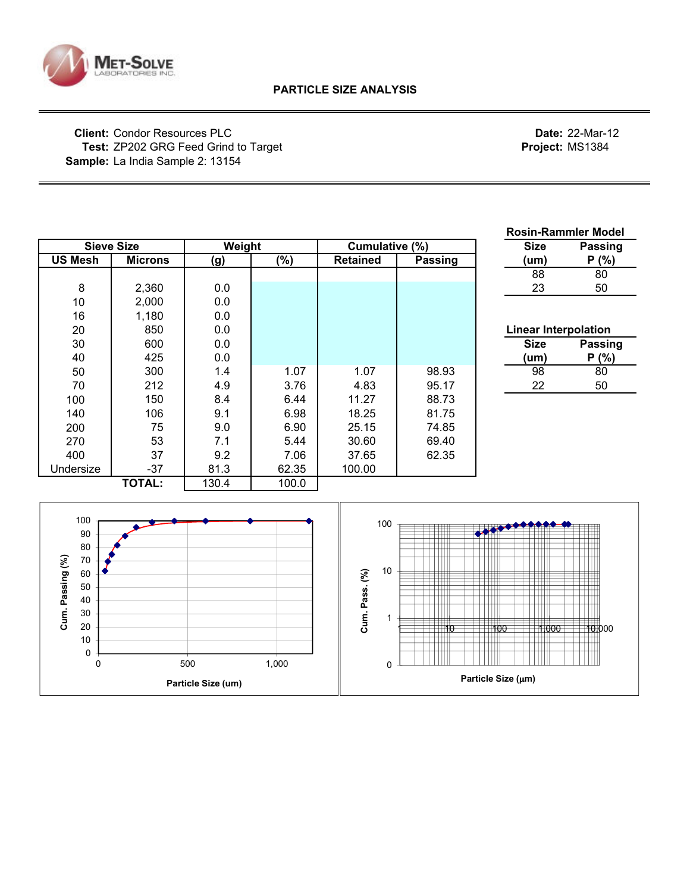**MET-SOLVE** LABORATORIES INC.

## PARTICLE SIZE ANALYSIS

**Client:** Condor Resources PLC
**Test:** ZP202 GRG Feed Grind to Target
**Sample:** La India Sample 2: 13154

**Date:** 22-Mar-12
**Project:** MS1384

| Sieve Size | | Weight | | Cumulative (%) | |
|---|---|---|---|---|---|
| US Mesh | Microns | (g) | (%) | Retained | Passing |
| 8 | 2,360 | 0.0 | | | |
| 10 | 2,000 | 0.0 | | | |
| 16 | 1,180 | 0.0 | | | |
| 20 | 850 | 0.0 | | | |
| 30 | 600 | 0.0 | | | |
| 40 | 425 | 0.0 | | | |
| 50 | 300 | 1.4 | 1.07 | 1.07 | 98.93 |
| 70 | 212 | 4.9 | 3.76 | 4.83 | 95.17 |
| 100 | 150 | 8.4 | 6.44 | 11.27 | 88.73 |
| 140 | 106 | 9.1 | 6.98 | 18.25 | 81.75 |
| 200 | 75 | 9.0 | 6.90 | 25.15 | 74.85 |
| 270 | 53 | 7.1 | 5.44 | 30.60 | 69.40 |
| 400 | 37 | 9.2 | 7.06 | 37.65 | 62.35 |
| Undersize | -37 | 81.3 | 62.35 | 100.00 | |
| | TOTAL: | 130.4 | 100.0 | | |

**Rosin-Rammler Model**

| Size (um) | Passing P (%) |
|---|---|
| 88 | 80 |
| 23 | 50 |

**Linear Interpolation**

| Size (um) | Passing P (%) |
|---|---|
| 98 | 80 |
| 22 | 50 |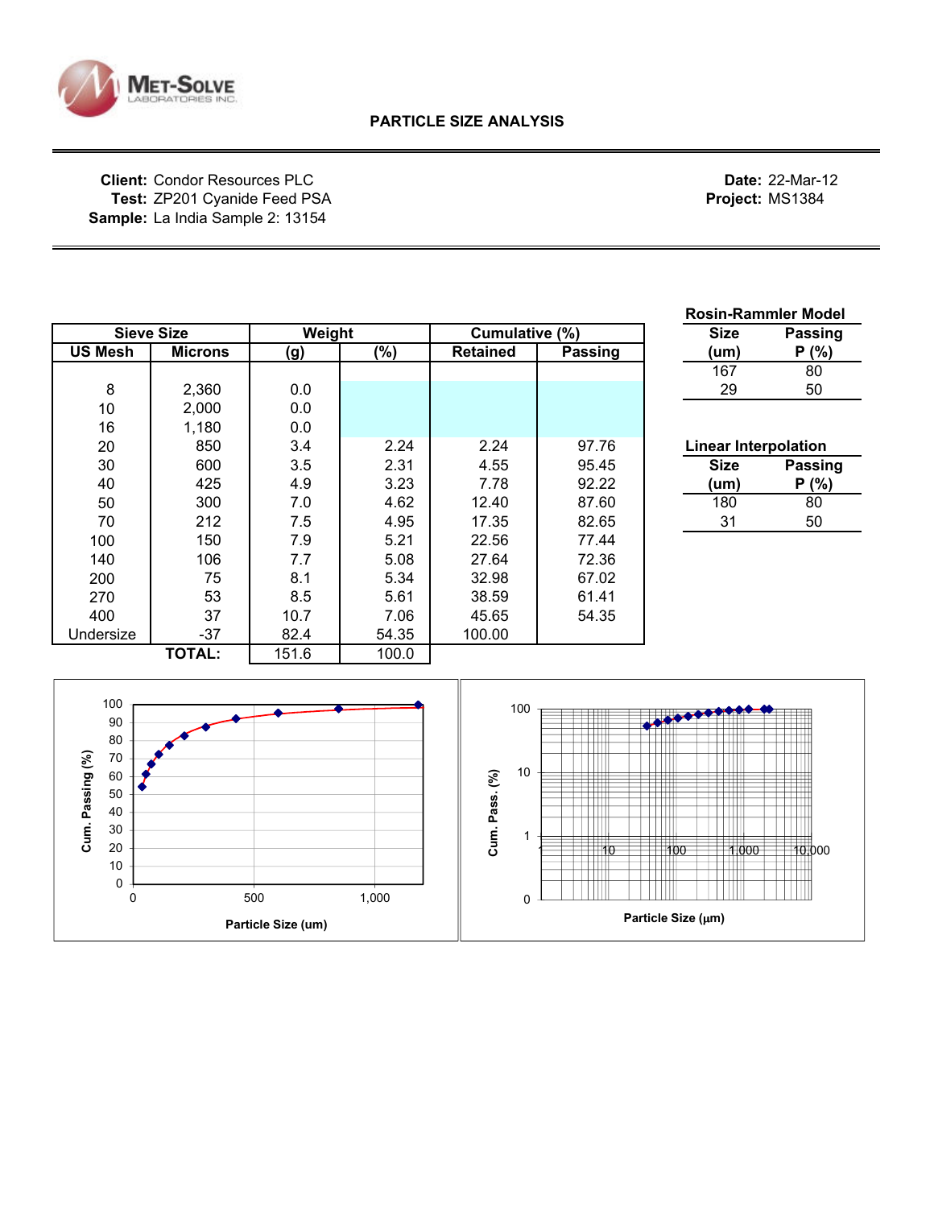Met-Solve Laboratories Inc.

# PARTICLE SIZE ANALYSIS

**Client:** Condor Resources PLC
**Test:** ZP201 Cyanide Feed PSA
**Sample:** La India Sample 2: 13154

**Date:** 22-Mar-12
**Project:** MS1384

| Sieve Size | | Weight | | Cumulative (%) | |
|---|---|---|---|---|---|
| US Mesh | Microns | (g) | (%) | Retained | Passing |
| 8 | 2,360 | 0.0 | | | |
| 10 | 2,000 | 0.0 | | | |
| 16 | 1,180 | 0.0 | | | |
| 20 | 850 | 3.4 | 2.24 | 2.24 | 97.76 |
| 30 | 600 | 3.5 | 2.31 | 4.55 | 95.45 |
| 40 | 425 | 4.9 | 3.23 | 7.78 | 92.22 |
| 50 | 300 | 7.0 | 4.62 | 12.40 | 87.60 |
| 70 | 212 | 7.5 | 4.95 | 17.35 | 82.65 |
| 100 | 150 | 7.9 | 5.21 | 22.56 | 77.44 |
| 140 | 106 | 7.7 | 5.08 | 27.64 | 72.36 |
| 200 | 75 | 8.1 | 5.34 | 32.98 | 67.02 |
| 270 | 53 | 8.5 | 5.61 | 38.59 | 61.41 |
| 400 | 37 | 10.7 | 7.06 | 45.65 | 54.35 |
| Undersize | -37 | 82.4 | 54.35 | 100.00 | |
| | **TOTAL:** | 151.6 | 100.0 | | |

**Rosin-Rammler Model**

| Size (um) | Passing P (%) |
|---|---|
| 167 | 80 |
| 29 | 50 |

**Linear Interpolation**

| Size (um) | Passing P (%) |
|---|---|
| 180 | 80 |
| 31 | 50 |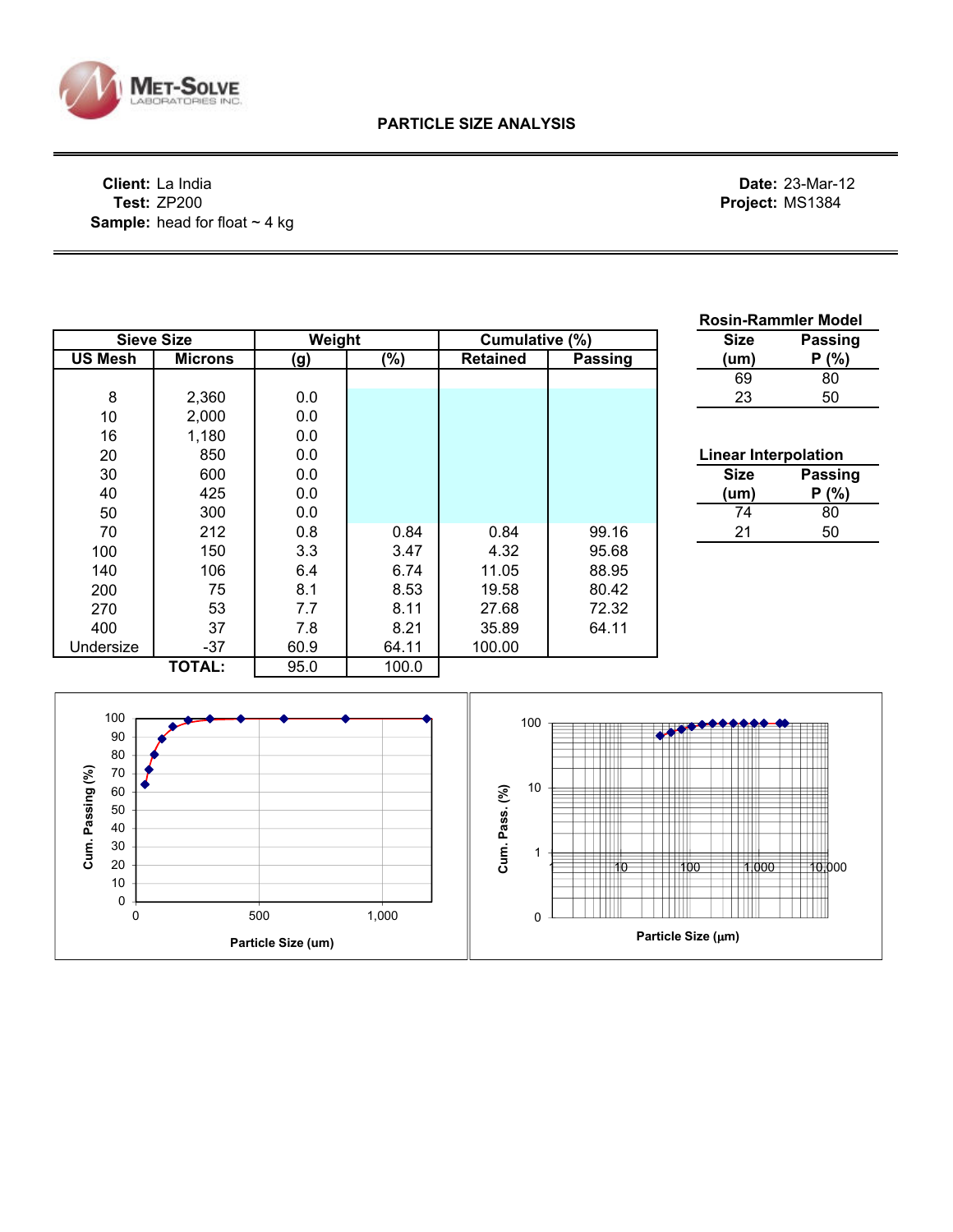MET-SOLVE LABORATORIES INC.

## PARTICLE SIZE ANALYSIS

**Client:** La India
**Test:** ZP200
**Sample:** head for float ~ 4 kg

**Date:** 23-Mar-12
**Project:** MS1384

| Sieve Size | | Weight | | Cumulative (%) | |
|---|---|---|---|---|---|
| US Mesh | Microns | (g) | (%) | Retained | Passing |
| 8 | 2,360 | 0.0 | | | |
| 10 | 2,000 | 0.0 | | | |
| 16 | 1,180 | 0.0 | | | |
| 20 | 850 | 0.0 | | | |
| 30 | 600 | 0.0 | | | |
| 40 | 425 | 0.0 | | | |
| 50 | 300 | 0.0 | | | |
| 70 | 212 | 0.8 | 0.84 | 0.84 | 99.16 |
| 100 | 150 | 3.3 | 3.47 | 4.32 | 95.68 |
| 140 | 106 | 6.4 | 6.74 | 11.05 | 88.95 |
| 200 | 75 | 8.1 | 8.53 | 19.58 | 80.42 |
| 270 | 53 | 7.7 | 8.11 | 27.68 | 72.32 |
| 400 | 37 | 7.8 | 8.21 | 35.89 | 64.11 |
| Undersize | -37 | 60.9 | 64.11 | 100.00 | |
| | **TOTAL:** | 95.0 | 100.0 | | |

**Rosin-Rammler Model**

| Size (um) | Passing P (%) |
|---|---|
| 69 | 80 |
| 23 | 50 |

**Linear Interpolation**

| Size (um) | Passing P (%) |
|---|---|
| 74 | 80 |
| 21 | 50 |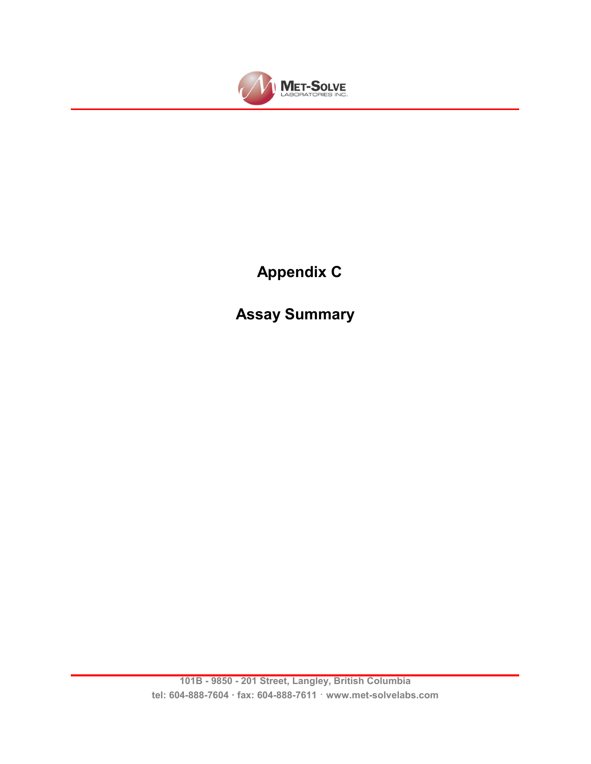# Appendix C

# Assay Summary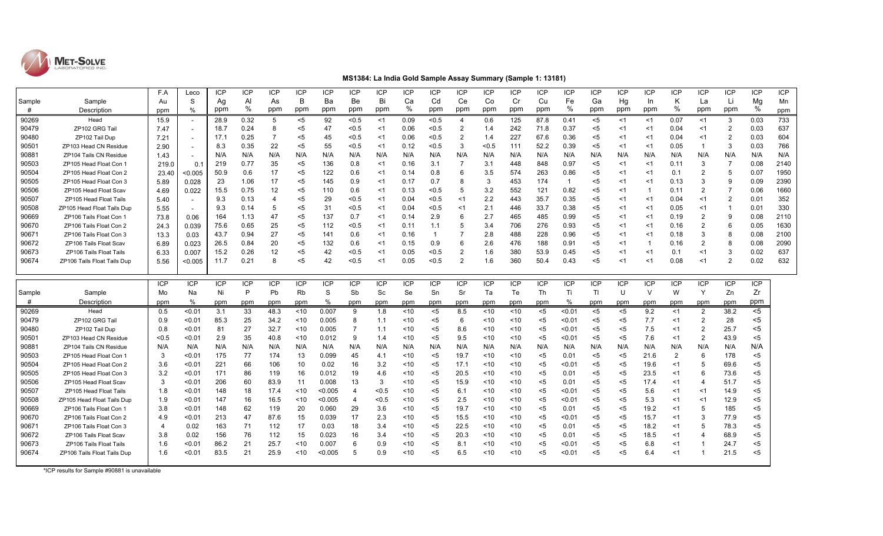**MET-SOLVE LABORATORIES INC.**

## MS1384: La India Gold Sample Assay Summary (Sample 1: 13181)

| | | F.A | Leco | ICP | ICP | ICP | ICP | ICP | ICP | ICP | ICP | ICP | ICP | ICP | ICP | ICP | ICP | ICP | ICP | ICP | ICP | ICP | ICP | ICP | ICP |
|---|---|---|---|---|---|---|---|---|---|---|---|---|---|---|---|---|---|---|---|---|---|---|---|---|---|
| Sample | Sample | Au | S | Ag | Al | As | B | Ba | Be | Bi | Ca | Cd | Ce | Co | Cr | Cu | Fe | Ga | Hg | In | K | La | Li | Mg | Mn |
| # | Description | ppm | % | ppm | % | ppm | ppm | ppm | ppm | ppm | % | ppm | ppm | ppm | ppm | ppm | % | ppm | ppm | ppm | % | ppm | ppm | % | ppm |
| 90269 | Head | 15.9 | - | 28.9 | 0.32 | 5 | <5 | 92 | <0.5 | <1 | 0.09 | <0.5 | 4 | 0.6 | 125 | 87.8 | 0.41 | <5 | <1 | <1 | 0.07 | <1 | 3 | 0.03 | 733 |
| 90479 | ZP102 GRG Tail | 7.47 | - | 18.7 | 0.24 | 8 | <5 | 47 | <0.5 | <1 | 0.06 | <0.5 | 2 | 1.4 | 242 | 71.8 | 0.37 | <5 | <1 | <1 | 0.04 | <1 | 2 | 0.03 | 637 |
| 90480 | ZP102 Tail Dup | 7.21 | - | 17.1 | 0.25 | 7 | <5 | 45 | <0.5 | <1 | 0.06 | <0.5 | 2 | 1.4 | 227 | 67.6 | 0.36 | <5 | <1 | <1 | 0.04 | <1 | 2 | 0.03 | 604 |
| 90501 | ZP103 Head CN Residue | 2.90 | - | 8.3 | 0.35 | 22 | <5 | 55 | <0.5 | <1 | 0.12 | <0.5 | 3 | <0.5 | 111 | 52.2 | 0.39 | <5 | <1 | <1 | 0.05 | 1 | 3 | 0.03 | 766 |
| 90881 | ZP104 Tails CN Residue | 1.43 | - | N/A | N/A | N/A | N/A | N/A | N/A | N/A | N/A | N/A | N/A | N/A | N/A | N/A | N/A | N/A | N/A | N/A | N/A | N/A | N/A | N/A | N/A |
| 90503 | ZP105 Head Float Con 1 | 219.0 | 0.1 | 219 | 0.77 | 35 | <5 | 136 | 0.8 | <1 | 0.16 | 3.1 | 7 | 3.1 | 448 | 848 | 0.97 | <5 | <1 | <1 | 0.11 | 3 | 7 | 0.08 | 2140 |
| 90504 | ZP105 Head Float Con 2 | 23.40 | <0.005 | 50.9 | 0.6 | 17 | <5 | 122 | 0.6 | <1 | 0.14 | 0.8 | 6 | 3.5 | 574 | 263 | 0.86 | <5 | <1 | <1 | 0.1 | 2 | 5 | 0.07 | 1950 |
| 90505 | ZP105 Head Float Con 3 | 5.89 | 0.028 | 23 | 1.06 | 17 | <5 | 145 | 0.9 | <1 | 0.17 | 0.7 | 8 | 3 | 453 | 174 | 1 | <5 | <1 | <1 | 0.13 | 3 | 9 | 0.09 | 2390 |
| 90506 | ZP105 Head Float Scav | 4.69 | 0.022 | 15.5 | 0.75 | 12 | <5 | 110 | 0.6 | <1 | 0.13 | <0.5 | 5 | 3.2 | 552 | 121 | 0.82 | <5 | <1 | 1 | 0.11 | 2 | 7 | 0.06 | 1660 |
| 90507 | ZP105 Head Float Tails | 5.40 | - | 9.3 | 0.13 | 4 | <5 | 29 | <0.5 | <1 | 0.04 | <0.5 | <1 | 2.2 | 443 | 35.7 | 0.35 | <5 | <1 | <1 | 0.04 | <1 | 2 | 0.01 | 352 |
| 90508 | ZP105 Head Float Tails Dup | 5.55 | - | 9.3 | 0.14 | 5 | <5 | 31 | <0.5 | <1 | 0.04 | <0.5 | <1 | 2.1 | 446 | 33.7 | 0.38 | <5 | <1 | <1 | 0.05 | <1 | 1 | 0.01 | 330 |
| 90669 | ZP106 Tails Float Con 1 | 73.8 | 0.06 | 164 | 1.13 | 47 | <5 | 137 | 0.7 | <1 | 0.14 | 2.9 | 6 | 2.7 | 465 | 485 | 0.99 | <5 | <1 | <1 | 0.19 | 2 | 9 | 0.08 | 2110 |
| 90670 | ZP106 Tails Float Con 2 | 24.3 | 0.039 | 75.6 | 0.65 | 25 | <5 | 112 | <0.5 | <1 | 0.11 | 1.1 | 5 | 3.4 | 706 | 276 | 0.93 | <5 | <1 | <1 | 0.16 | 2 | 6 | 0.05 | 1630 |
| 90671 | ZP106 Tails Float Con 3 | 13.3 | 0.03 | 43.7 | 0.94 | 27 | <5 | 141 | 0.6 | <1 | 0.16 | 1 | 7 | 2.8 | 488 | 228 | 0.96 | <5 | <1 | <1 | 0.18 | 3 | 8 | 0.08 | 2100 |
| 90672 | ZP106 Tails Float Scav | 6.89 | 0.023 | 26.5 | 0.84 | 20 | <5 | 132 | 0.6 | <1 | 0.15 | 0.9 | 6 | 2.6 | 476 | 188 | 0.91 | <5 | <1 | 1 | 0.16 | 2 | 8 | 0.08 | 2090 |
| 90673 | ZP106 Tails Float Tails | 6.33 | 0.007 | 15.2 | 0.26 | 12 | <5 | 42 | <0.5 | <1 | 0.05 | <0.5 | 2 | 1.6 | 380 | 53.9 | 0.45 | <5 | <1 | <1 | 0.1 | <1 | 3 | 0.02 | 637 |
| 90674 | ZP106 Tails Float Tails Dup | 5.56 | <0.005 | 11.7 | 0.21 | 8 | <5 | 42 | <0.5 | <1 | 0.05 | <0.5 | 2 | 1.6 | 360 | 50.4 | 0.43 | <5 | <1 | <1 | 0.08 | <1 | 2 | 0.02 | 632 |

| | | ICP | ICP | ICP | ICP | ICP | ICP | ICP | ICP | ICP | ICP | ICP | ICP | ICP | ICP | ICP | ICP | ICP | ICP | ICP | ICP | ICP | ICP | ICP |
|---|---|---|---|---|---|---|---|---|---|---|---|---|---|---|---|---|---|---|---|---|---|---|---|---|
| Sample | Sample | Mo | Na | Ni | P | Pb | Rb | S | Sb | Sc | Se | Sn | Sr | Ta | Te | Th | Ti | Tl | U | V | W | Y | Zn | Zr |
| # | Description | ppm | % | ppm | ppm | ppm | ppm | % | ppm | ppm | ppm | ppm | ppm | ppm | ppm | ppm | % | ppm | ppm | ppm | ppm | ppm | ppm | ppm |
| 90269 | Head | 0.5 | <0.01 | 3.1 | 33 | 48.3 | <10 | 0.007 | 9 | 1.8 | <10 | <5 | 8.5 | <10 | <10 | <5 | <0.01 | <5 | <5 | 9.2 | <1 | 2 | 38.2 | <5 |
| 90479 | ZP102 GRG Tail | 0.9 | <0.01 | 85.3 | 25 | 34.2 | <10 | 0.005 | 8 | 1.1 | <10 | <5 | 6 | <10 | <10 | <5 | <0.01 | <5 | <5 | 7.7 | <1 | 2 | 28 | <5 |
| 90480 | ZP102 Tail Dup | 0.8 | <0.01 | 81 | 27 | 32.7 | <10 | 0.005 | 7 | 1.1 | <10 | <5 | 8.6 | <10 | <10 | <5 | <0.01 | <5 | <5 | 7.5 | <1 | 2 | 25.7 | <5 |
| 90501 | ZP103 Head CN Residue | <0.5 | <0.01 | 2.9 | 35 | 40.8 | <10 | 0.012 | 9 | 1.4 | <10 | <5 | 9.5 | <10 | <10 | <5 | <0.01 | <5 | <5 | 7.6 | <1 | 2 | 43.9 | <5 |
| 90881 | ZP104 Tails CN Residue | N/A | N/A | N/A | N/A | N/A | N/A | N/A | N/A | N/A | N/A | N/A | N/A | N/A | N/A | N/A | N/A | N/A | N/A | N/A | N/A | N/A | N/A | N/A |
| 90503 | ZP105 Head Float Con 1 | 3 | <0.01 | 175 | 77 | 174 | 13 | 0.099 | 45 | 4.1 | <10 | <5 | 19.7 | <10 | <10 | <5 | 0.01 | <5 | <5 | 21.6 | 2 | 6 | 178 | <5 |
| 90504 | ZP105 Head Float Con 2 | 3.6 | <0.01 | 221 | 66 | 106 | 10 | 0.02 | 16 | 3.2 | <10 | <5 | 17.1 | <10 | <10 | <5 | <0.01 | <5 | <5 | 19.6 | <1 | 5 | 69.6 | <5 |
| 90505 | ZP105 Head Float Con 3 | 3.2 | <0.01 | 171 | 86 | 119 | 16 | 0.012 | 19 | 4.6 | <10 | <5 | 20.5 | <10 | <10 | <5 | 0.01 | <5 | <5 | 23.5 | <1 | 6 | 73.6 | <5 |
| 90506 | ZP105 Head Float Scav | 3 | <0.01 | 206 | 60 | 83.9 | 11 | 0.008 | 13 | 3 | <10 | <5 | 15.9 | <10 | <10 | <5 | 0.01 | <5 | <5 | 17.4 | <1 | 4 | 51.7 | <5 |
| 90507 | ZP105 Head Float Tails | 1.8 | <0.01 | 148 | 18 | 17.4 | <10 | <0.005 | 4 | <0.5 | <10 | <5 | 6.1 | <10 | <10 | <5 | <0.01 | <5 | <5 | 5.6 | <1 | <1 | 14.9 | <5 |
| 90508 | ZP105 Head Float Tails Dup | 1.9 | <0.01 | 147 | 16 | 16.5 | <10 | <0.005 | 4 | <0.5 | <10 | <5 | 2.5 | <10 | <10 | <5 | <0.01 | <5 | <5 | 5.3 | <1 | <1 | 12.9 | <5 |
| 90669 | ZP106 Tails Float Con 1 | 3.8 | <0.01 | 148 | 62 | 119 | 20 | 0.060 | 29 | 3.6 | <10 | <5 | 19.7 | <10 | <10 | <5 | 0.01 | <5 | <5 | 19.2 | <1 | 5 | 185 | <5 |
| 90670 | ZP106 Tails Float Con 2 | 4.9 | <0.01 | 213 | 47 | 87.6 | 15 | 0.039 | 17 | 2.3 | <10 | <5 | 15.5 | <10 | <10 | <5 | <0.01 | <5 | <5 | 15.7 | <1 | 3 | 77.9 | <5 |
| 90671 | ZP106 Tails Float Con 3 | 4 | 0.02 | 163 | 71 | 112 | 17 | 0.03 | 18 | 3.4 | <10 | <5 | 22.5 | <10 | <10 | <5 | 0.01 | <5 | <5 | 18.2 | <1 | 5 | 78.3 | <5 |
| 90672 | ZP106 Tails Float Scav | 3.8 | 0.02 | 156 | 76 | 112 | 15 | 0.023 | 16 | 3.4 | <10 | <5 | 20.3 | <10 | <10 | <5 | 0.01 | <5 | <5 | 18.5 | <1 | 4 | 68.9 | <5 |
| 90673 | ZP106 Tails Float Tails | 1.6 | <0.01 | 86.2 | 21 | 25.7 | <10 | 0.007 | 6 | 0.9 | <10 | <5 | 8.1 | <10 | <10 | <5 | <0.01 | <5 | <5 | 6.8 | <1 | 1 | 24.7 | <5 |
| 90674 | ZP106 Tails Float Tails Dup | 1.6 | <0.01 | 83.5 | 21 | 25.9 | <10 | <0.005 | 5 | 0.9 | <10 | <5 | 6.5 | <10 | <10 | <5 | <0.01 | <5 | <5 | 6.4 | <1 | 1 | 21.5 | <5 |

*ICP results for Sample #90881 is unavailable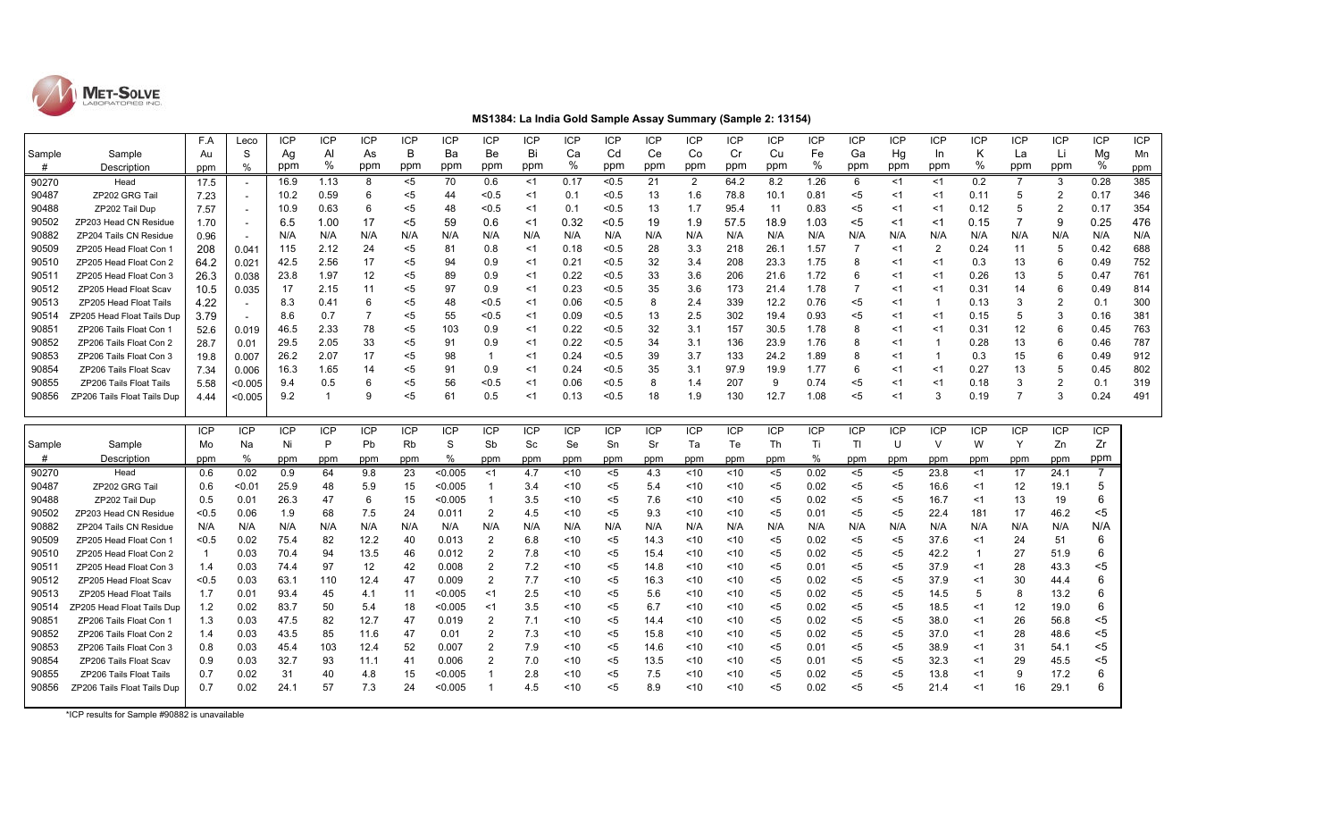MET-SOLVE LABORATORIES INC.

## MS1384: La India Gold Sample Assay Summary (Sample 2: 13154)

| | | F.A | Leco | ICP | ICP | ICP | ICP | ICP | ICP | ICP | ICP | ICP | ICP | ICP | ICP | ICP | ICP | ICP | ICP | ICP | ICP | ICP | ICP | ICP |
|---|---|---|---|---|---|---|---|---|---|---|---|---|---|---|---|---|---|---|---|---|---|---|---|---|
| Sample | Sample | Au | S | Ag | Al | As | B | Ba | Be | Bi | Ca | Cd | Ce | Co | Cr | Cu | Fe | Ga | Hg | In | K | La | Li | Mg | Mn |
| # | Description | ppm | % | ppm | % | ppm | ppm | ppm | ppm | ppm | % | ppm | ppm | ppm | ppm | ppm | % | ppm | ppm | ppm | % | ppm | ppm | % | ppm |
| 90270 | Head | 17.5 | - | 16.9 | 1.13 | 8 | <5 | 70 | 0.6 | <1 | 0.17 | <0.5 | 21 | 2 | 64.2 | 8.2 | 1.26 | 6 | <1 | <1 | 0.2 | 7 | 3 | 0.28 | 385 |
| 90487 | ZP202 GRG Tail | 7.23 | - | 10.2 | 0.59 | 6 | <5 | 44 | <0.5 | <1 | 0.1 | <0.5 | 13 | 1.6 | 78.8 | 10.1 | 0.81 | <5 | <1 | <1 | 0.11 | 5 | 2 | 0.17 | 346 |
| 90488 | ZP202 Tail Dup | 7.57 | - | 10.9 | 0.63 | 6 | <5 | 48 | <0.5 | <1 | 0.1 | <0.5 | 13 | 1.7 | 95.4 | 11 | 0.83 | <5 | <1 | <1 | 0.12 | 5 | 2 | 0.17 | 354 |
| 90502 | ZP203 Head CN Residue | 1.70 | - | 6.5 | 1.00 | 17 | <5 | 59 | 0.6 | <1 | 0.32 | <0.5 | 19 | 1.9 | 57.5 | 18.9 | 1.03 | <5 | <1 | <1 | 0.15 | 7 | 9 | 0.25 | 476 |
| 90882 | ZP204 Tails CN Residue | 0.96 | - | N/A | N/A | N/A | N/A | N/A | N/A | N/A | N/A | N/A | N/A | N/A | N/A | N/A | N/A | N/A | N/A | N/A | N/A | N/A | N/A | N/A | N/A |
| 90509 | ZP205 Head Float Con 1 | 208 | 0.041 | 115 | 2.12 | 24 | <5 | 81 | 0.8 | <1 | 0.18 | <0.5 | 28 | 3.3 | 218 | 26.1 | 1.57 | 7 | <1 | 2 | 0.24 | 11 | 5 | 0.42 | 688 |
| 90510 | ZP205 Head Float Con 2 | 64.2 | 0.021 | 42.5 | 2.56 | 17 | <5 | 94 | 0.9 | <1 | 0.21 | <0.5 | 32 | 3.4 | 208 | 23.3 | 1.75 | 8 | <1 | <1 | 0.3 | 13 | 6 | 0.49 | 752 |
| 90511 | ZP205 Head Float Con 3 | 26.3 | 0.038 | 23.8 | 1.97 | 12 | <5 | 89 | 0.9 | <1 | 0.22 | <0.5 | 33 | 3.6 | 206 | 21.6 | 1.72 | 6 | <1 | <1 | 0.26 | 13 | 5 | 0.47 | 761 |
| 90512 | ZP205 Head Float Scav | 10.5 | 0.035 | 17 | 2.15 | 11 | <5 | 97 | 0.9 | <1 | 0.23 | <0.5 | 35 | 3.6 | 173 | 21.4 | 1.78 | 7 | <1 | <1 | 0.31 | 14 | 6 | 0.49 | 814 |
| 90513 | ZP205 Head Float Tails | 4.22 | - | 8.3 | 0.41 | 6 | <5 | 48 | <0.5 | <1 | 0.06 | <0.5 | 8 | 2.4 | 339 | 12.2 | 0.76 | <5 | <1 | 1 | 0.13 | 3 | 2 | 0.1 | 300 |
| 90514 | ZP205 Head Float Tails Dup | 3.79 | - | 8.6 | 0.7 | 7 | <5 | 55 | <0.5 | <1 | 0.09 | <0.5 | 13 | 2.5 | 302 | 19.4 | 0.93 | <5 | <1 | <1 | 0.15 | 5 | 3 | 0.16 | 381 |
| 90851 | ZP206 Tails Float Con 1 | 52.6 | 0.019 | 46.5 | 2.33 | 78 | <5 | 103 | 0.9 | <1 | 0.22 | <0.5 | 32 | 3.1 | 157 | 30.5 | 1.78 | 8 | <1 | <1 | 0.31 | 12 | 6 | 0.45 | 763 |
| 90852 | ZP206 Tails Float Con 2 | 28.7 | 0.01 | 29.5 | 2.05 | 33 | <5 | 91 | 0.9 | <1 | 0.22 | <0.5 | 34 | 3.1 | 136 | 23.9 | 1.76 | 8 | <1 | 1 | 0.28 | 13 | 6 | 0.46 | 787 |
| 90853 | ZP206 Tails Float Con 3 | 19.8 | 0.007 | 26.2 | 2.07 | 17 | <5 | 98 | 1 | <1 | 0.24 | <0.5 | 39 | 3.7 | 133 | 24.2 | 1.89 | 8 | <1 | 1 | 0.3 | 15 | 6 | 0.49 | 912 |
| 90854 | ZP206 Tails Float Scav | 7.34 | 0.006 | 16.3 | 1.65 | 14 | <5 | 91 | 0.9 | <1 | 0.24 | <0.5 | 35 | 3.1 | 97.9 | 19.9 | 1.77 | 6 | <1 | <1 | 0.27 | 13 | 5 | 0.45 | 802 |
| 90855 | ZP206 Tails Float Tails | 5.58 | <0.005 | 9.4 | 0.5 | 6 | <5 | 56 | <0.5 | <1 | 0.06 | <0.5 | 8 | 1.4 | 207 | 9 | 0.74 | <5 | <1 | <1 | 0.18 | 3 | 2 | 0.1 | 319 |
| 90856 | ZP206 Tails Float Tails Dup | 4.44 | <0.005 | 9.2 | 1 | 9 | <5 | 61 | 0.5 | <1 | 0.13 | <0.5 | 18 | 1.9 | 130 | 12.7 | 1.08 | <5 | <1 | 3 | 0.19 | 7 | 3 | 0.24 | 491 |

| | | ICP | ICP | ICP | ICP | ICP | ICP | ICP | ICP | ICP | ICP | ICP | ICP | ICP | ICP | ICP | ICP | ICP | ICP | ICP | ICP | ICP | ICP | ICP |
|---|---|---|---|---|---|---|---|---|---|---|---|---|---|---|---|---|---|---|---|---|---|---|---|---|
| Sample | Sample | Mo | Na | Ni | P | Pb | Rb | S | Sb | Sc | Se | Sn | Sr | Ta | Te | Th | Ti | Tl | U | V | W | Y | Zn | Zr |
| # | Description | ppm | % | ppm | ppm | ppm | ppm | % | ppm | ppm | ppm | ppm | ppm | ppm | ppm | ppm | % | ppm | ppm | ppm | ppm | ppm | ppm | ppm |
| 90270 | Head | 0.6 | 0.02 | 0.9 | 64 | 9.8 | 23 | <0.005 | <1 | 4.7 | <10 | <5 | 4.3 | <10 | <10 | <5 | 0.02 | <5 | <5 | 23.8 | <1 | 17 | 24.1 | 7 |
| 90487 | ZP202 GRG Tail | 0.6 | <0.01 | 25.9 | 48 | 5.9 | 15 | <0.005 | 1 | 3.4 | <10 | <5 | 5.4 | <10 | <10 | <5 | 0.02 | <5 | <5 | 16.6 | <1 | 12 | 19.1 | 5 |
| 90488 | ZP202 Tail Dup | 0.5 | 0.01 | 26.3 | 47 | 6 | 15 | <0.005 | 1 | 3.5 | <10 | <5 | 7.6 | <10 | <10 | <5 | 0.02 | <5 | <5 | 16.7 | <1 | 13 | 19 | 6 |
| 90502 | ZP203 Head CN Residue | <0.5 | 0.06 | 1.9 | 68 | 7.5 | 24 | 0.011 | 2 | 4.5 | <10 | <5 | 9.3 | <10 | <10 | <5 | 0.01 | <5 | <5 | 22.4 | 181 | 17 | 46.2 | <5 |
| 90882 | ZP204 Tails CN Residue | N/A | N/A | N/A | N/A | N/A | N/A | N/A | N/A | N/A | N/A | N/A | N/A | N/A | N/A | N/A | N/A | N/A | N/A | N/A | N/A | N/A | N/A | N/A |
| 90509 | ZP205 Head Float Con 1 | <0.5 | 0.02 | 75.4 | 82 | 12.2 | 40 | 0.013 | 2 | 6.8 | <10 | <5 | 14.3 | <10 | <10 | <5 | 0.02 | <5 | <5 | 37.6 | <1 | 24 | 51 | 6 |
| 90510 | ZP205 Head Float Con 2 | 1 | 0.03 | 70.4 | 94 | 13.5 | 46 | 0.012 | 2 | 7.8 | <10 | <5 | 15.4 | <10 | <10 | <5 | 0.02 | <5 | <5 | 42.2 | 1 | 27 | 51.9 | 6 |
| 90511 | ZP205 Head Float Con 3 | 1.4 | 0.03 | 74.4 | 97 | 12 | 42 | 0.008 | 2 | 7.2 | <10 | <5 | 14.8 | <10 | <10 | <5 | 0.01 | <5 | <5 | 37.9 | <1 | 28 | 43.3 | <5 |
| 90512 | ZP205 Head Float Scav | <0.5 | 0.03 | 63.1 | 110 | 12.4 | 47 | 0.009 | 2 | 7.7 | <10 | <5 | 16.3 | <10 | <10 | <5 | 0.02 | <5 | <5 | 37.9 | <1 | 30 | 44.4 | 6 |
| 90513 | ZP205 Head Float Tails | 1.7 | 0.01 | 93.4 | 45 | 4.1 | 11 | <0.005 | <1 | 2.5 | <10 | <5 | 5.6 | <10 | <10 | <5 | 0.02 | <5 | <5 | 14.5 | 5 | 8 | 13.2 | 6 |
| 90514 | ZP205 Head Float Tails Dup | 1.2 | 0.02 | 83.7 | 50 | 5.4 | 18 | <0.005 | <1 | 3.5 | <10 | <5 | 6.7 | <10 | <10 | <5 | 0.02 | <5 | <5 | 18.5 | <1 | 12 | 19.0 | 6 |
| 90851 | ZP206 Tails Float Con 1 | 1.3 | 0.03 | 47.5 | 82 | 12.7 | 47 | 0.019 | 2 | 7.1 | <10 | <5 | 14.4 | <10 | <10 | <5 | 0.02 | <5 | <5 | 38.0 | <1 | 26 | 56.8 | <5 |
| 90852 | ZP206 Tails Float Con 2 | 1.4 | 0.03 | 43.5 | 85 | 11.6 | 47 | 0.01 | 2 | 7.3 | <10 | <5 | 15.8 | <10 | <10 | <5 | 0.02 | <5 | <5 | 37.0 | <1 | 28 | 48.6 | <5 |
| 90853 | ZP206 Tails Float Con 3 | 0.8 | 0.03 | 45.4 | 103 | 12.4 | 52 | 0.007 | 2 | 7.9 | <10 | <5 | 14.6 | <10 | <10 | <5 | 0.01 | <5 | <5 | 38.9 | <1 | 31 | 54.1 | <5 |
| 90854 | ZP206 Tails Float Scav | 0.9 | 0.03 | 32.7 | 93 | 11.1 | 41 | 0.006 | 2 | 7.0 | <10 | <5 | 13.5 | <10 | <10 | <5 | 0.01 | <5 | <5 | 32.3 | <1 | 29 | 45.5 | <5 |
| 90855 | ZP206 Tails Float Tails | 0.7 | 0.02 | 31 | 40 | 4.8 | 15 | <0.005 | 1 | 2.8 | <10 | <5 | 7.5 | <10 | <10 | <5 | 0.02 | <5 | <5 | 13.8 | <1 | 9 | 17.2 | 6 |
| 90856 | ZP206 Tails Float Tails Dup | 0.7 | 0.02 | 24.1 | 57 | 7.3 | 24 | <0.005 | 1 | 4.5 | <10 | <5 | 8.9 | <10 | <10 | <5 | 0.02 | <5 | <5 | 21.4 | <1 | 16 | 29.1 | 6 |

*ICP results for Sample #90882 is unavailable